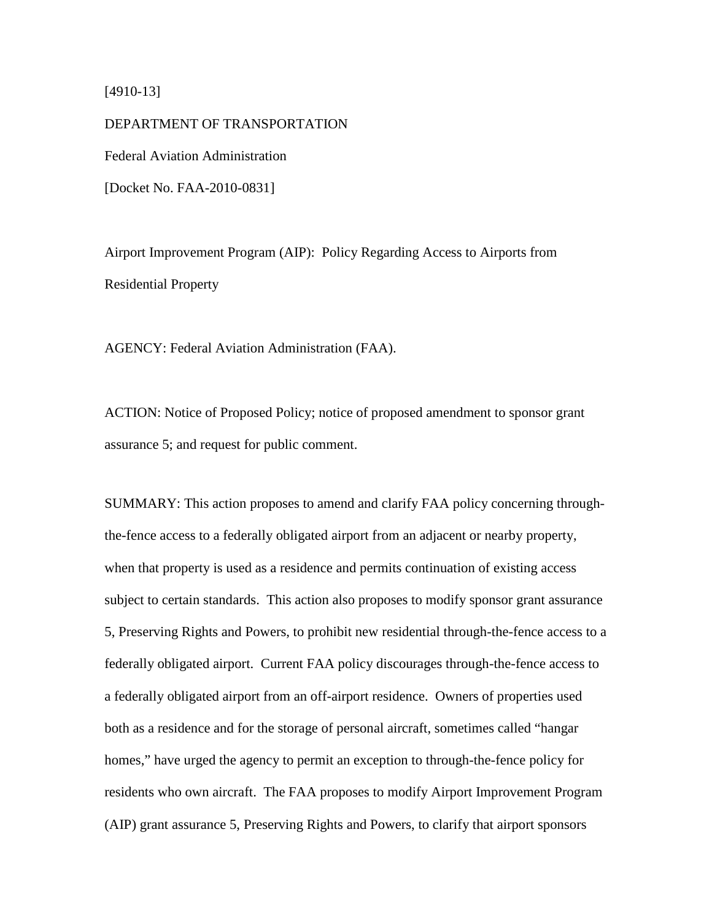[4910-13]

DEPARTMENT OF TRANSPORTATION

Federal Aviation Administration

[Docket No. FAA-2010-0831]

Airport Improvement Program (AIP): Policy Regarding Access to Airports from Residential Property

AGENCY: Federal Aviation Administration (FAA).

ACTION: Notice of Proposed Policy; notice of proposed amendment to sponsor grant assurance 5; and request for public comment.

SUMMARY: This action proposes to amend and clarify FAA policy concerning through-the-fence access to a federally obligated airport from an adjacent or nearby property, when that property is used as a residence and permits continuation of existing access subject to certain standards. This action also proposes to modify sponsor grant assurance 5, Preserving Rights and Powers, to prohibit new residential through-the-fence access to a federally obligated airport. Current FAA policy discourages through-the-fence access to a federally obligated airport from an off-airport residence. Owners of properties used both as a residence and for the storage of personal aircraft, sometimes called "hangar homes," have urged the agency to permit an exception to through-the-fence policy for residents who own aircraft. The FAA proposes to modify Airport Improvement Program (AIP) grant assurance 5, Preserving Rights and Powers, to clarify that airport sponsors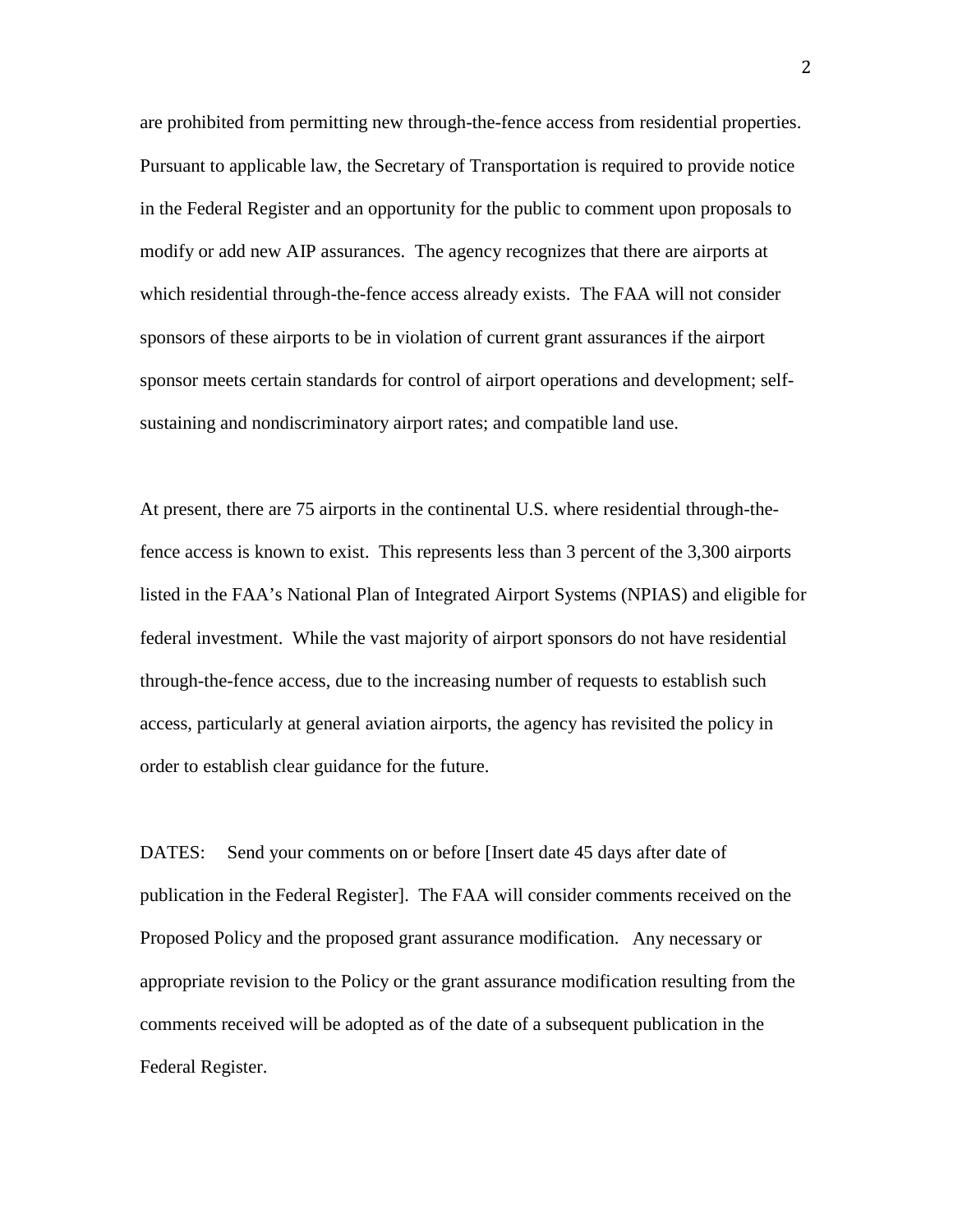are prohibited from permitting new through-the-fence access from residential properties. Pursuant to applicable law, the Secretary of Transportation is required to provide notice in the Federal Register and an opportunity for the public to comment upon proposals to modify or add new AIP assurances. The agency recognizes that there are airports at which residential through-the-fence access already exists. The FAA will not consider sponsors of these airports to be in violation of current grant assurances if the airport sponsor meets certain standards for control of airport operations and development; self-sustaining and nondiscriminatory airport rates; and compatible land use.

At present, there are 75 airports in the continental U.S. where residential through-the-fence access is known to exist. This represents less than 3 percent of the 3,300 airports listed in the FAA's National Plan of Integrated Airport Systems (NPIAS) and eligible for federal investment. While the vast majority of airport sponsors do not have residential through-the-fence access, due to the increasing number of requests to establish such access, particularly at general aviation airports, the agency has revisited the policy in order to establish clear guidance for the future.

DATES: Send your comments on or before [Insert date 45 days after date of publication in the Federal Register]. The FAA will consider comments received on the Proposed Policy and the proposed grant assurance modification. Any necessary or appropriate revision to the Policy or the grant assurance modification resulting from the comments received will be adopted as of the date of a subsequent publication in the Federal Register.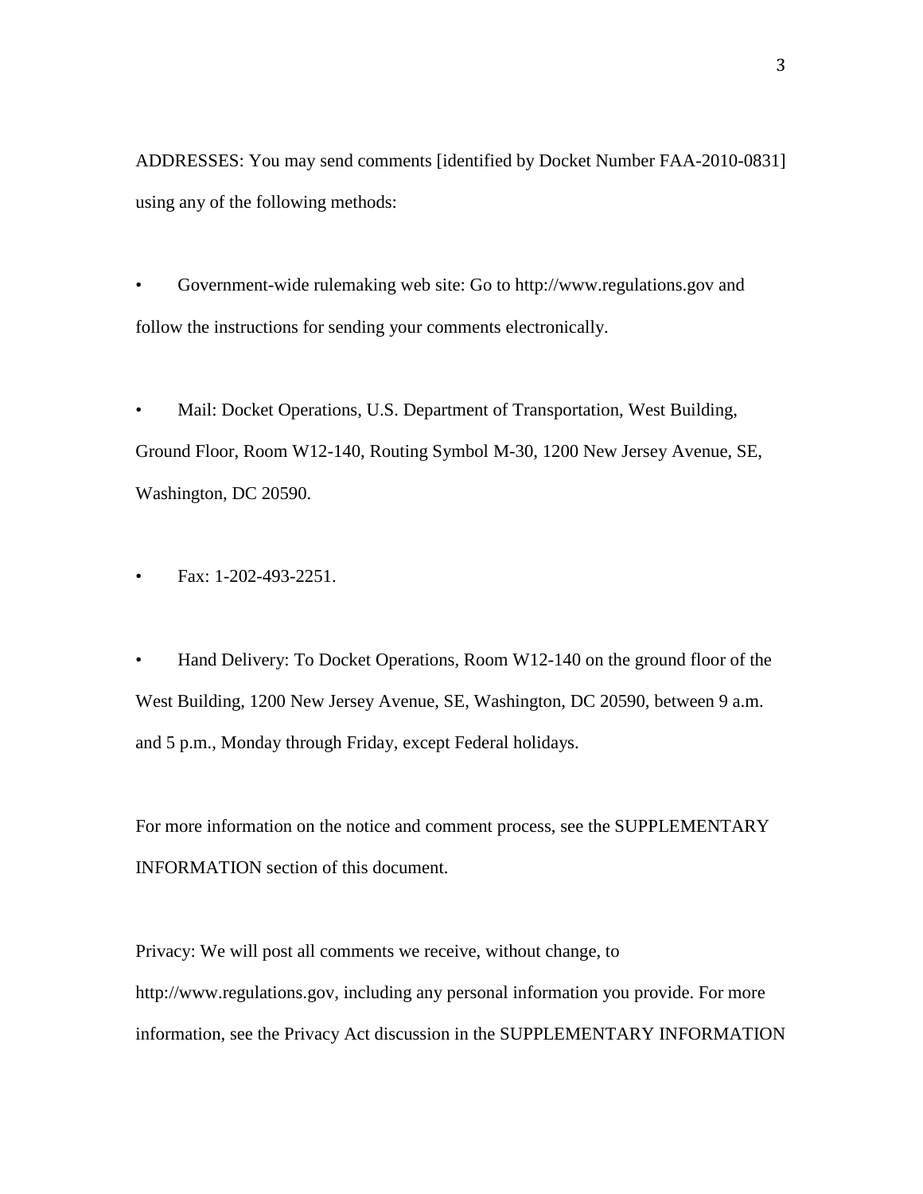ADDRESSES: You may send comments [identified by Docket Number FAA-2010-0831] using any of the following methods:

- Government-wide rulemaking web site: Go to http://www.regulations.gov and follow the instructions for sending your comments electronically.

- Mail: Docket Operations, U.S. Department of Transportation, West Building, Ground Floor, Room W12-140, Routing Symbol M-30, 1200 New Jersey Avenue, SE, Washington, DC 20590.

- Fax: 1-202-493-2251.

- Hand Delivery: To Docket Operations, Room W12-140 on the ground floor of the West Building, 1200 New Jersey Avenue, SE, Washington, DC 20590, between 9 a.m. and 5 p.m., Monday through Friday, except Federal holidays.

For more information on the notice and comment process, see the SUPPLEMENTARY INFORMATION section of this document.

Privacy: We will post all comments we receive, without change, to http://www.regulations.gov, including any personal information you provide. For more information, see the Privacy Act discussion in the SUPPLEMENTARY INFORMATION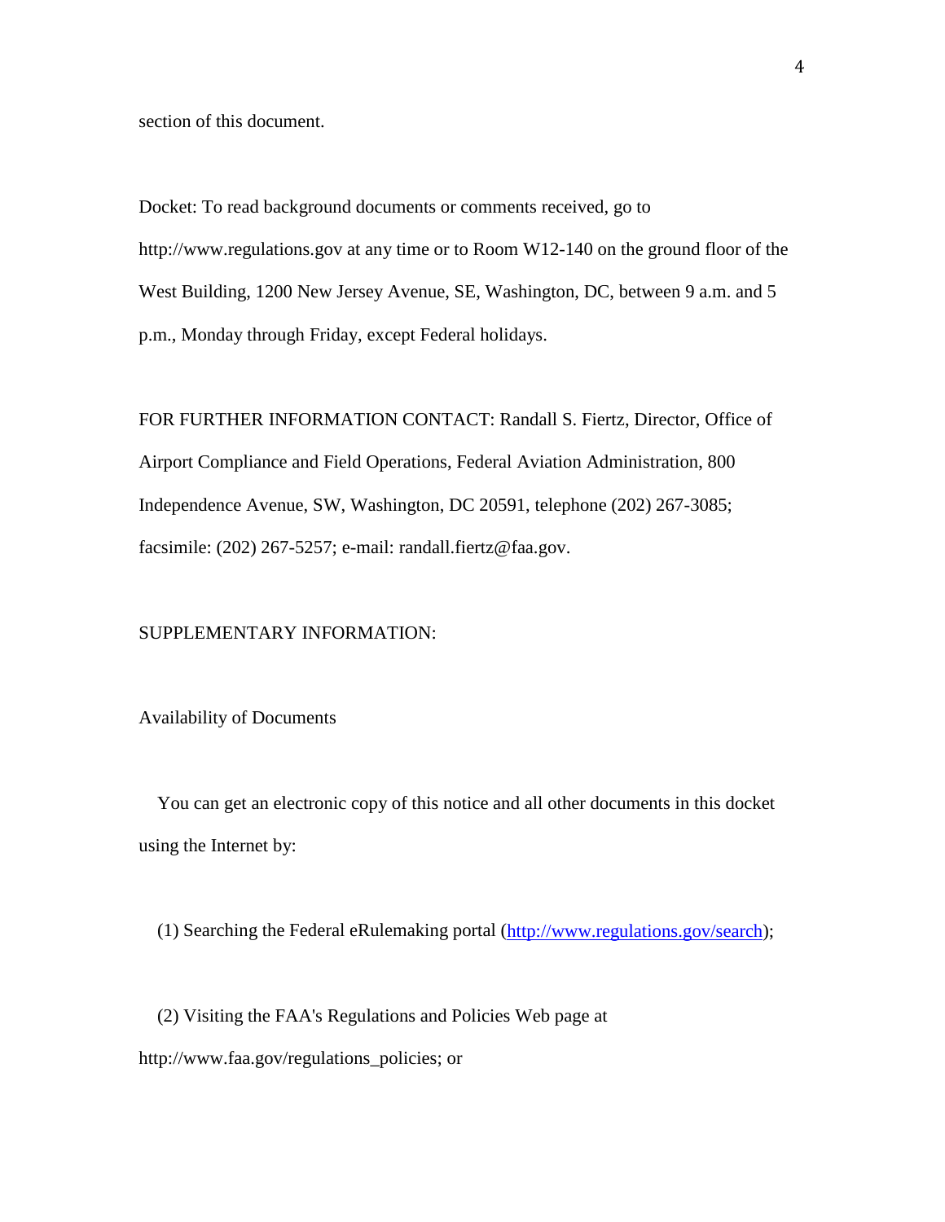section of this document.

Docket: To read background documents or comments received, go to http://www.regulations.gov at any time or to Room W12-140 on the ground floor of the West Building, 1200 New Jersey Avenue, SE, Washington, DC, between 9 a.m. and 5 p.m., Monday through Friday, except Federal holidays.

FOR FURTHER INFORMATION CONTACT: Randall S. Fiertz, Director, Office of Airport Compliance and Field Operations, Federal Aviation Administration, 800 Independence Avenue, SW, Washington, DC 20591, telephone (202) 267-3085; facsimile: (202) 267-5257; e-mail: randall.fiertz@faa.gov.

SUPPLEMENTARY INFORMATION:

Availability of Documents

You can get an electronic copy of this notice and all other documents in this docket using the Internet by:

(1) Searching the Federal eRulemaking portal (http://www.regulations.gov/search);

(2) Visiting the FAA's Regulations and Policies Web page at http://www.faa.gov/regulations_policies; or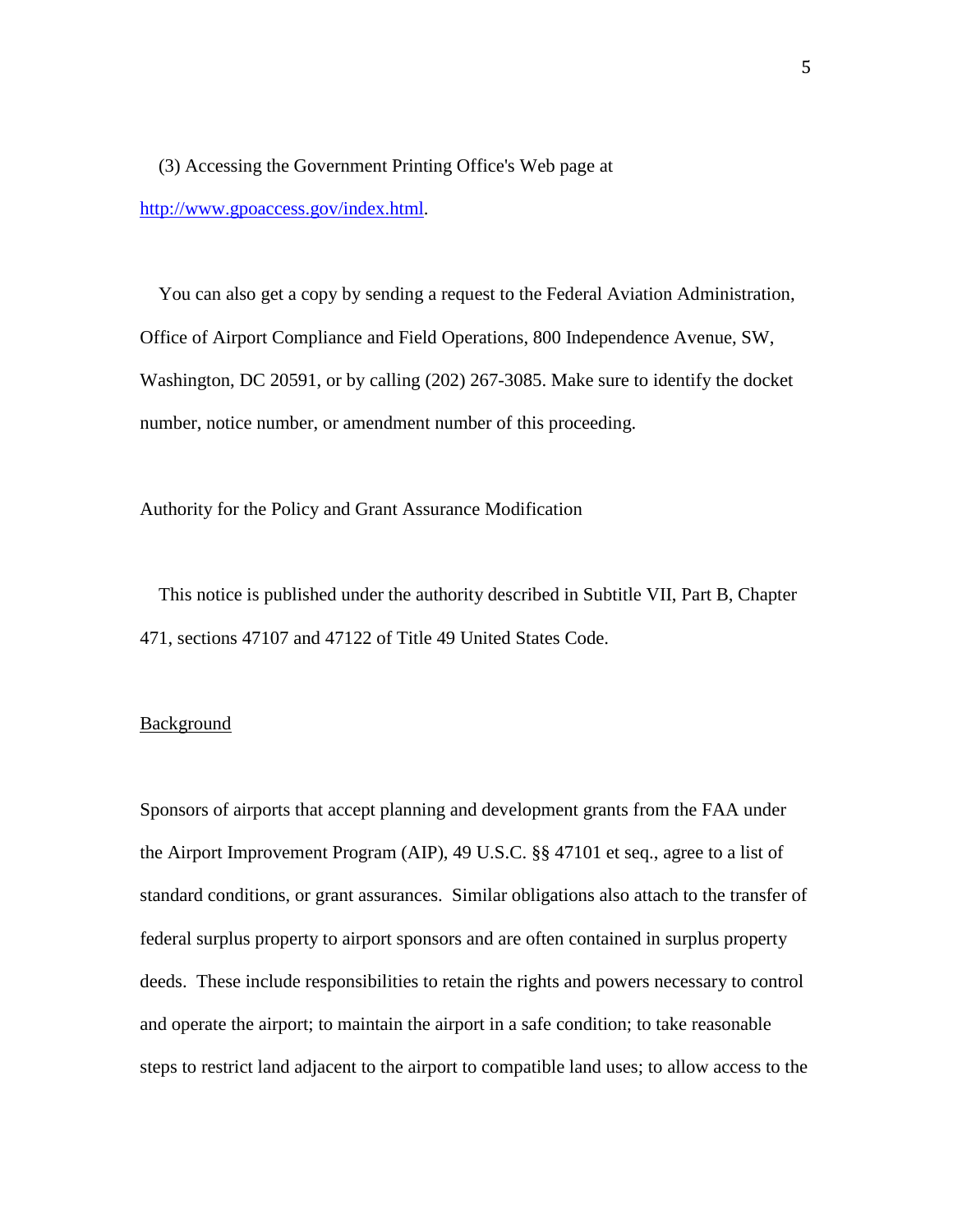(3) Accessing the Government Printing Office's Web page at [http://www.gpoaccess.gov/index.html](http://www.gpoaccess.gov/index.html).

You can also get a copy by sending a request to the Federal Aviation Administration, Office of Airport Compliance and Field Operations, 800 Independence Avenue, SW, Washington, DC 20591, or by calling (202) 267-3085. Make sure to identify the docket number, notice number, or amendment number of this proceeding.

Authority for the Policy and Grant Assurance Modification

This notice is published under the authority described in Subtitle VII, Part B, Chapter 471, sections 47107 and 47122 of Title 49 United States Code.

## Background

Sponsors of airports that accept planning and development grants from the FAA under the Airport Improvement Program (AIP), 49 U.S.C. §§ 47101 et seq., agree to a list of standard conditions, or grant assurances. Similar obligations also attach to the transfer of federal surplus property to airport sponsors and are often contained in surplus property deeds. These include responsibilities to retain the rights and powers necessary to control and operate the airport; to maintain the airport in a safe condition; to take reasonable steps to restrict land adjacent to the airport to compatible land uses; to allow access to the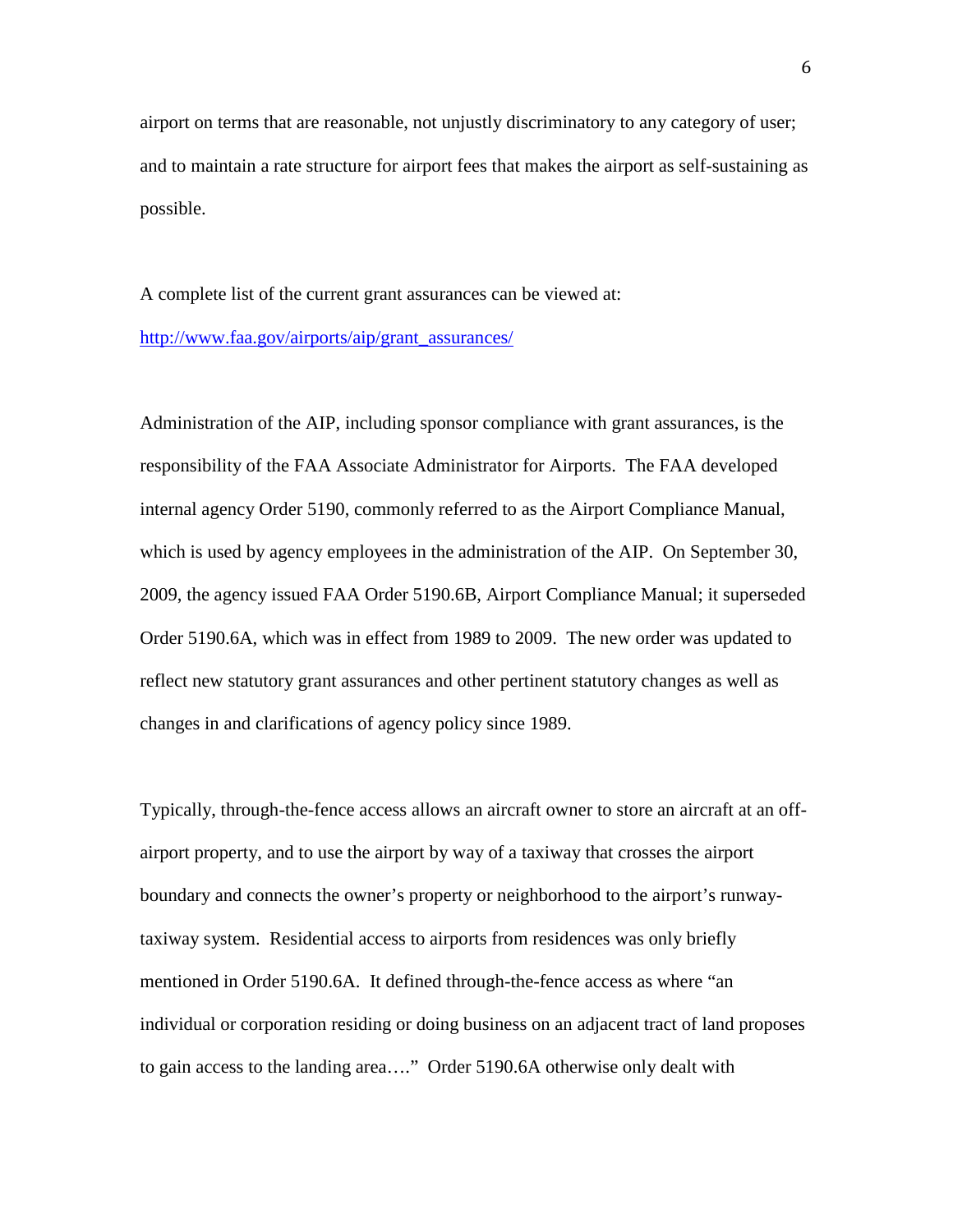airport on terms that are reasonable, not unjustly discriminatory to any category of user; and to maintain a rate structure for airport fees that makes the airport as self-sustaining as possible.

A complete list of the current grant assurances can be viewed at: [http://www.faa.gov/airports/aip/grant_assurances/](http://www.faa.gov/airports/aip/grant_assurances/)

Administration of the AIP, including sponsor compliance with grant assurances, is the responsibility of the FAA Associate Administrator for Airports. The FAA developed internal agency Order 5190, commonly referred to as the Airport Compliance Manual, which is used by agency employees in the administration of the AIP. On September 30, 2009, the agency issued FAA Order 5190.6B, Airport Compliance Manual; it superseded Order 5190.6A, which was in effect from 1989 to 2009. The new order was updated to reflect new statutory grant assurances and other pertinent statutory changes as well as changes in and clarifications of agency policy since 1989.

Typically, through-the-fence access allows an aircraft owner to store an aircraft at an off-airport property, and to use the airport by way of a taxiway that crosses the airport boundary and connects the owner's property or neighborhood to the airport's runway-taxiway system. Residential access to airports from residences was only briefly mentioned in Order 5190.6A. It defined through-the-fence access as where "an individual or corporation residing or doing business on an adjacent tract of land proposes to gain access to the landing area…." Order 5190.6A otherwise only dealt with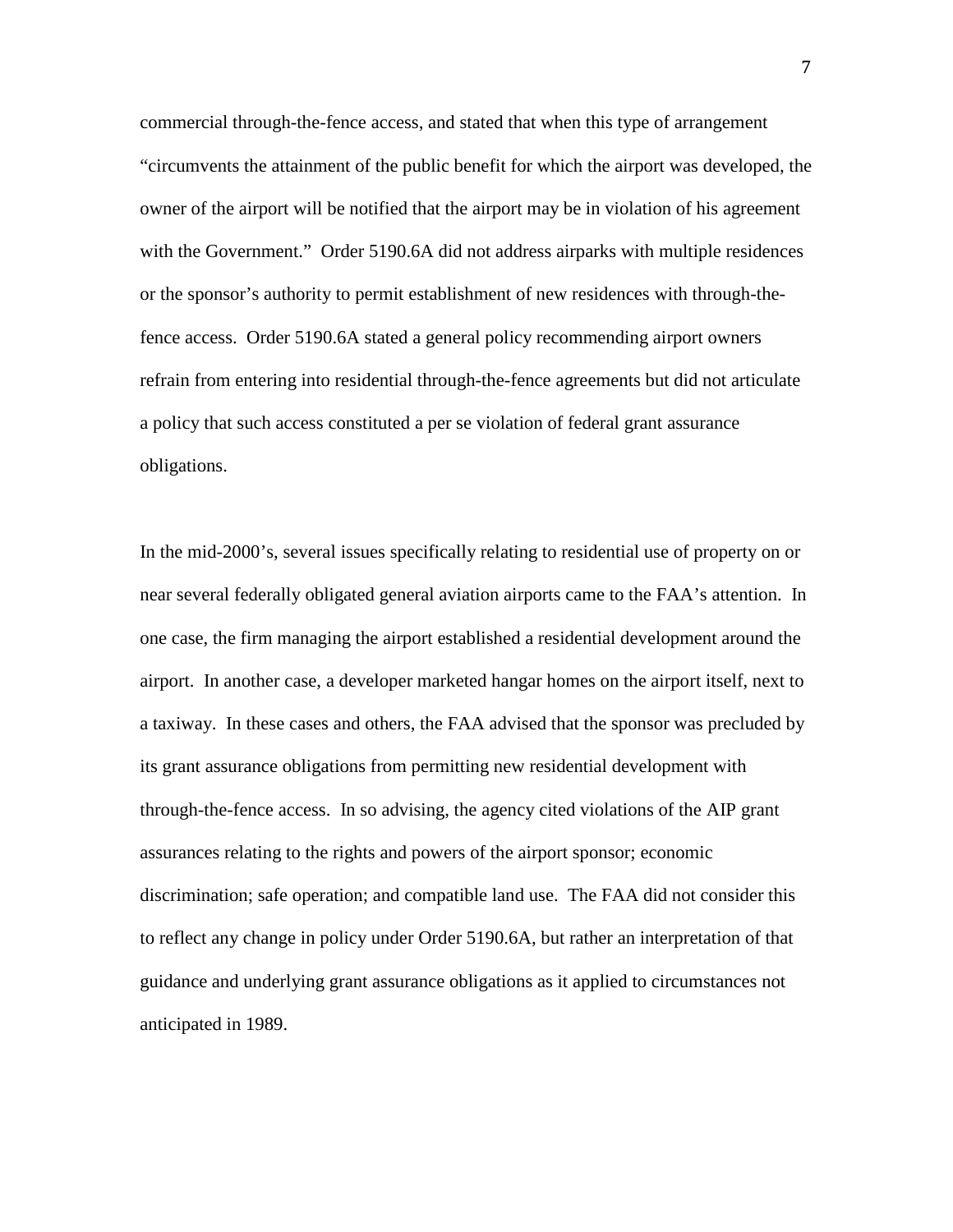commercial through-the-fence access, and stated that when this type of arrangement "circumvents the attainment of the public benefit for which the airport was developed, the owner of the airport will be notified that the airport may be in violation of his agreement with the Government." Order 5190.6A did not address airparks with multiple residences or the sponsor's authority to permit establishment of new residences with through-the-fence access. Order 5190.6A stated a general policy recommending airport owners refrain from entering into residential through-the-fence agreements but did not articulate a policy that such access constituted a per se violation of federal grant assurance obligations.

In the mid-2000's, several issues specifically relating to residential use of property on or near several federally obligated general aviation airports came to the FAA's attention. In one case, the firm managing the airport established a residential development around the airport. In another case, a developer marketed hangar homes on the airport itself, next to a taxiway. In these cases and others, the FAA advised that the sponsor was precluded by its grant assurance obligations from permitting new residential development with through-the-fence access. In so advising, the agency cited violations of the AIP grant assurances relating to the rights and powers of the airport sponsor; economic discrimination; safe operation; and compatible land use. The FAA did not consider this to reflect any change in policy under Order 5190.6A, but rather an interpretation of that guidance and underlying grant assurance obligations as it applied to circumstances not anticipated in 1989.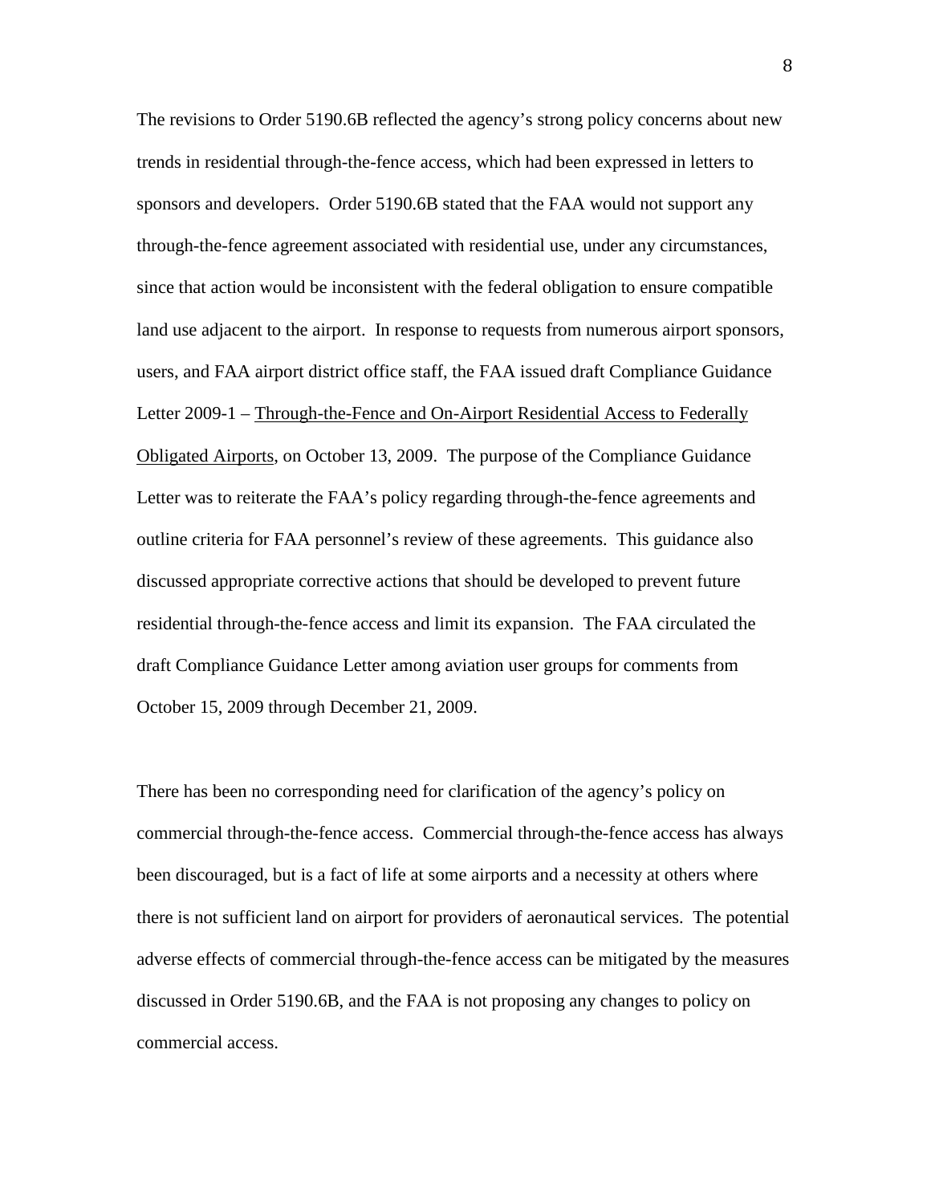The revisions to Order 5190.6B reflected the agency's strong policy concerns about new trends in residential through-the-fence access, which had been expressed in letters to sponsors and developers. Order 5190.6B stated that the FAA would not support any through-the-fence agreement associated with residential use, under any circumstances, since that action would be inconsistent with the federal obligation to ensure compatible land use adjacent to the airport. In response to requests from numerous airport sponsors, users, and FAA airport district office staff, the FAA issued draft Compliance Guidance Letter 2009-1 – Through-the-Fence and On-Airport Residential Access to Federally Obligated Airports, on October 13, 2009. The purpose of the Compliance Guidance Letter was to reiterate the FAA's policy regarding through-the-fence agreements and outline criteria for FAA personnel's review of these agreements. This guidance also discussed appropriate corrective actions that should be developed to prevent future residential through-the-fence access and limit its expansion. The FAA circulated the draft Compliance Guidance Letter among aviation user groups for comments from October 15, 2009 through December 21, 2009.

There has been no corresponding need for clarification of the agency's policy on commercial through-the-fence access. Commercial through-the-fence access has always been discouraged, but is a fact of life at some airports and a necessity at others where there is not sufficient land on airport for providers of aeronautical services. The potential adverse effects of commercial through-the-fence access can be mitigated by the measures discussed in Order 5190.6B, and the FAA is not proposing any changes to policy on commercial access.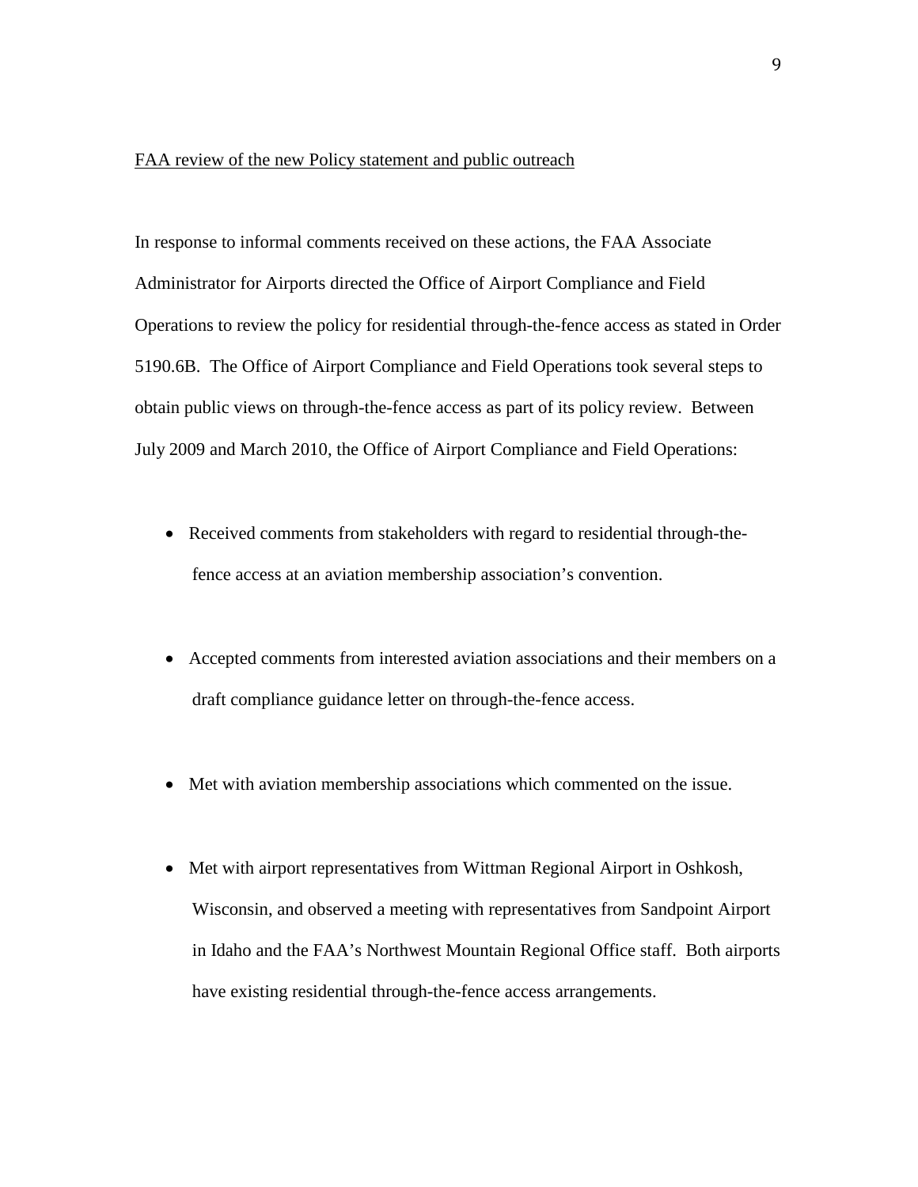<u>FAA review of the new Policy statement and public outreach</u>

In response to informal comments received on these actions, the FAA Associate Administrator for Airports directed the Office of Airport Compliance and Field Operations to review the policy for residential through-the-fence access as stated in Order 5190.6B. The Office of Airport Compliance and Field Operations took several steps to obtain public views on through-the-fence access as part of its policy review. Between July 2009 and March 2010, the Office of Airport Compliance and Field Operations:

- Received comments from stakeholders with regard to residential through-the-fence access at an aviation membership association's convention.

- Accepted comments from interested aviation associations and their members on a draft compliance guidance letter on through-the-fence access.

- Met with aviation membership associations which commented on the issue.

- Met with airport representatives from Wittman Regional Airport in Oshkosh, Wisconsin, and observed a meeting with representatives from Sandpoint Airport in Idaho and the FAA's Northwest Mountain Regional Office staff. Both airports have existing residential through-the-fence access arrangements.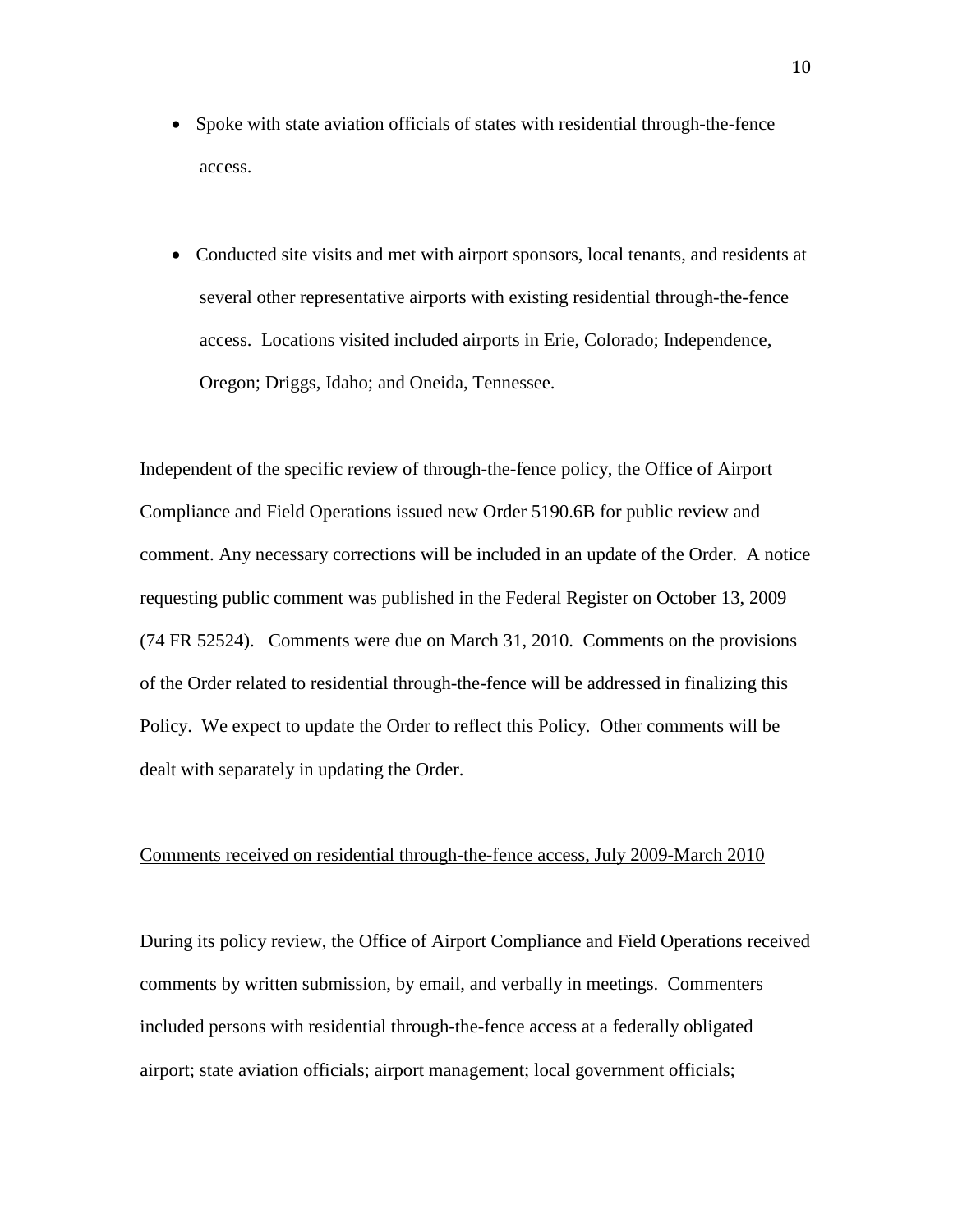- Spoke with state aviation officials of states with residential through-the-fence access.

- Conducted site visits and met with airport sponsors, local tenants, and residents at several other representative airports with existing residential through-the-fence access. Locations visited included airports in Erie, Colorado; Independence, Oregon; Driggs, Idaho; and Oneida, Tennessee.

Independent of the specific review of through-the-fence policy, the Office of Airport Compliance and Field Operations issued new Order 5190.6B for public review and comment. Any necessary corrections will be included in an update of the Order. A notice requesting public comment was published in the Federal Register on October 13, 2009 (74 FR 52524). Comments were due on March 31, 2010. Comments on the provisions of the Order related to residential through-the-fence will be addressed in finalizing this Policy. We expect to update the Order to reflect this Policy. Other comments will be dealt with separately in updating the Order.

<u>Comments received on residential through-the-fence access, July 2009-March 2010</u>

During its policy review, the Office of Airport Compliance and Field Operations received comments by written submission, by email, and verbally in meetings. Commenters included persons with residential through-the-fence access at a federally obligated airport; state aviation officials; airport management; local government officials;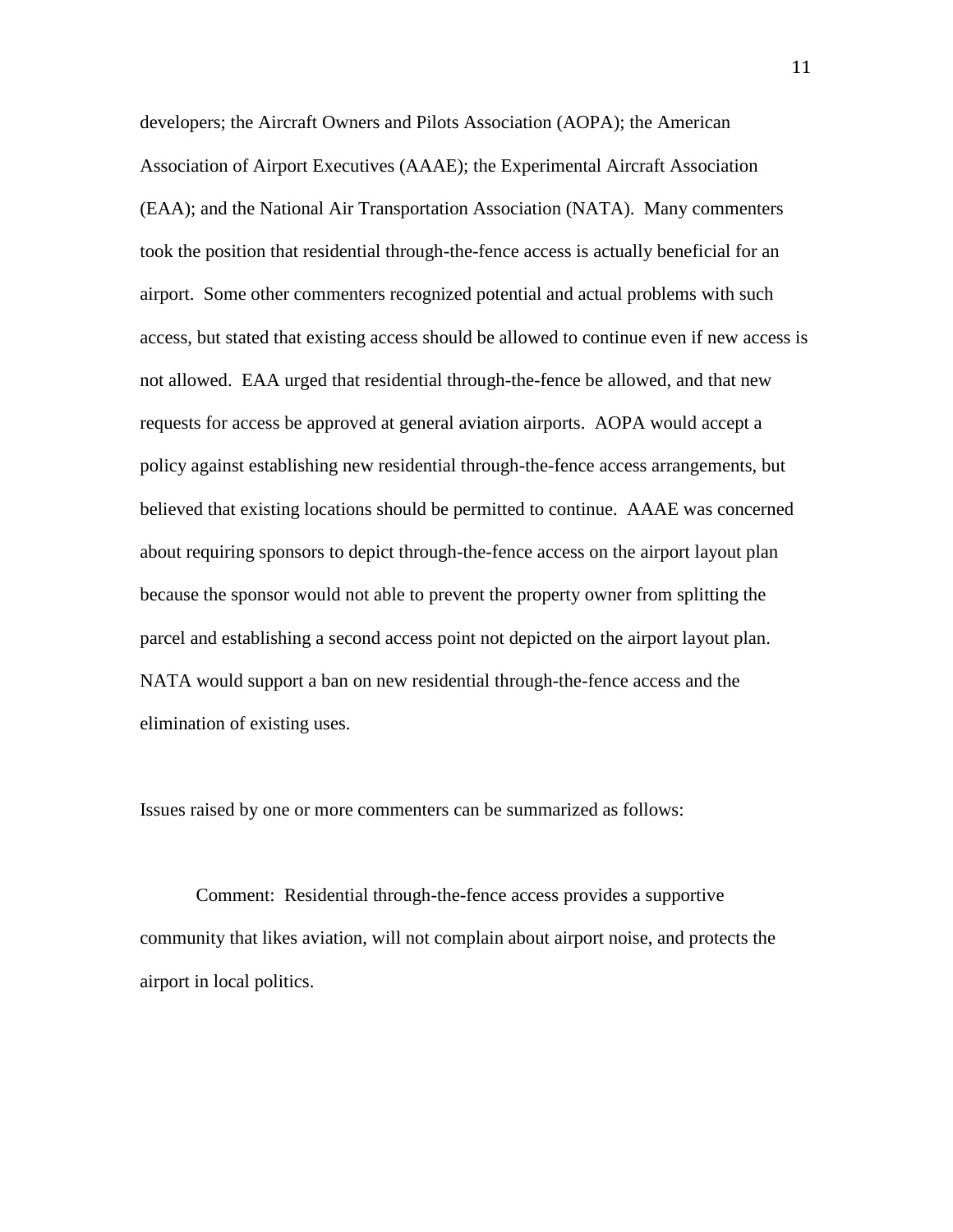developers; the Aircraft Owners and Pilots Association (AOPA); the American Association of Airport Executives (AAAE); the Experimental Aircraft Association (EAA); and the National Air Transportation Association (NATA). Many commenters took the position that residential through-the-fence access is actually beneficial for an airport. Some other commenters recognized potential and actual problems with such access, but stated that existing access should be allowed to continue even if new access is not allowed. EAA urged that residential through-the-fence be allowed, and that new requests for access be approved at general aviation airports. AOPA would accept a policy against establishing new residential through-the-fence access arrangements, but believed that existing locations should be permitted to continue. AAAE was concerned about requiring sponsors to depict through-the-fence access on the airport layout plan because the sponsor would not able to prevent the property owner from splitting the parcel and establishing a second access point not depicted on the airport layout plan. NATA would support a ban on new residential through-the-fence access and the elimination of existing uses.

Issues raised by one or more commenters can be summarized as follows:

Comment: Residential through-the-fence access provides a supportive community that likes aviation, will not complain about airport noise, and protects the airport in local politics.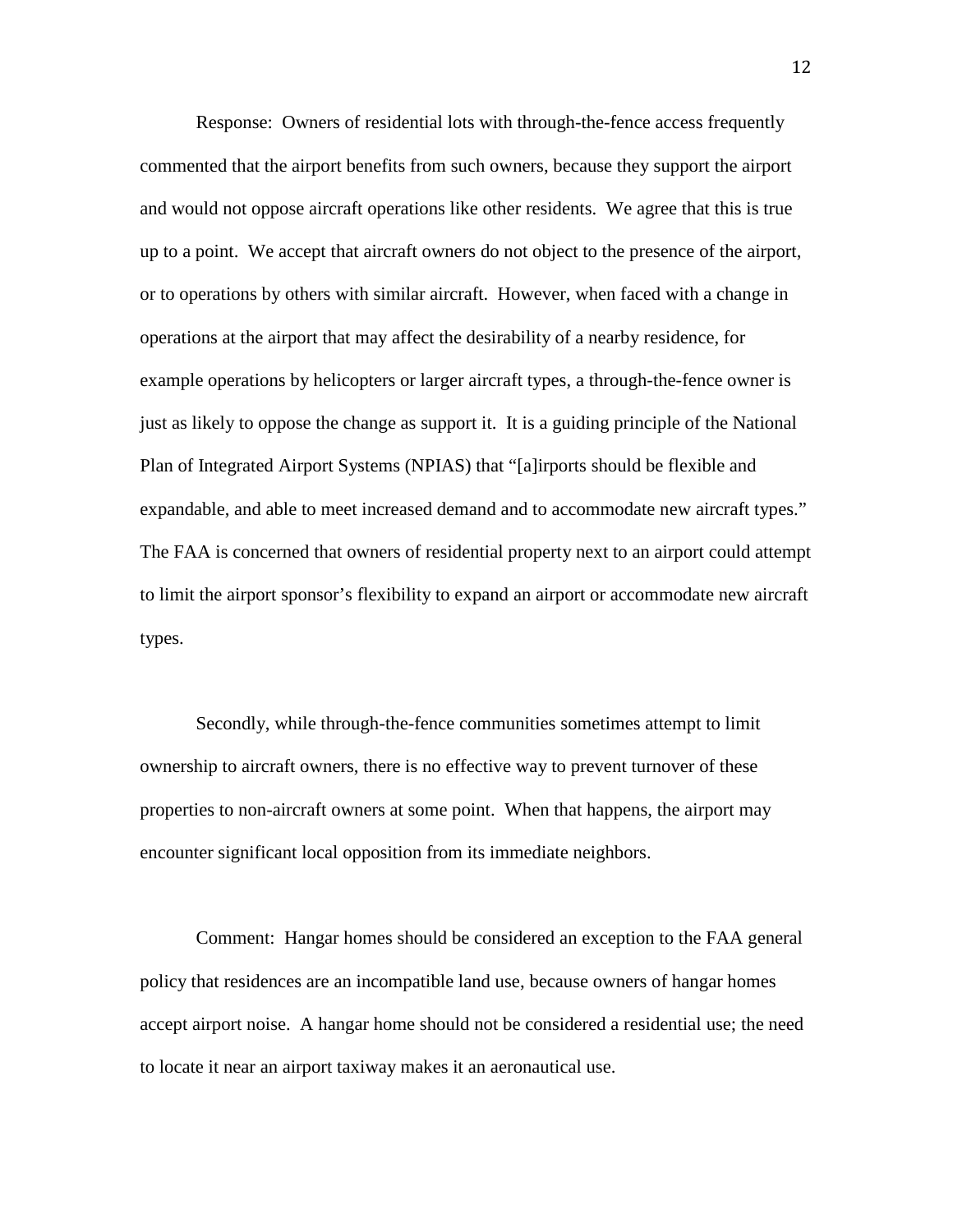Response: Owners of residential lots with through-the-fence access frequently commented that the airport benefits from such owners, because they support the airport and would not oppose aircraft operations like other residents. We agree that this is true up to a point. We accept that aircraft owners do not object to the presence of the airport, or to operations by others with similar aircraft. However, when faced with a change in operations at the airport that may affect the desirability of a nearby residence, for example operations by helicopters or larger aircraft types, a through-the-fence owner is just as likely to oppose the change as support it. It is a guiding principle of the National Plan of Integrated Airport Systems (NPIAS) that "[a]irports should be flexible and expandable, and able to meet increased demand and to accommodate new aircraft types." The FAA is concerned that owners of residential property next to an airport could attempt to limit the airport sponsor's flexibility to expand an airport or accommodate new aircraft types.

Secondly, while through-the-fence communities sometimes attempt to limit ownership to aircraft owners, there is no effective way to prevent turnover of these properties to non-aircraft owners at some point. When that happens, the airport may encounter significant local opposition from its immediate neighbors.

Comment: Hangar homes should be considered an exception to the FAA general policy that residences are an incompatible land use, because owners of hangar homes accept airport noise. A hangar home should not be considered a residential use; the need to locate it near an airport taxiway makes it an aeronautical use.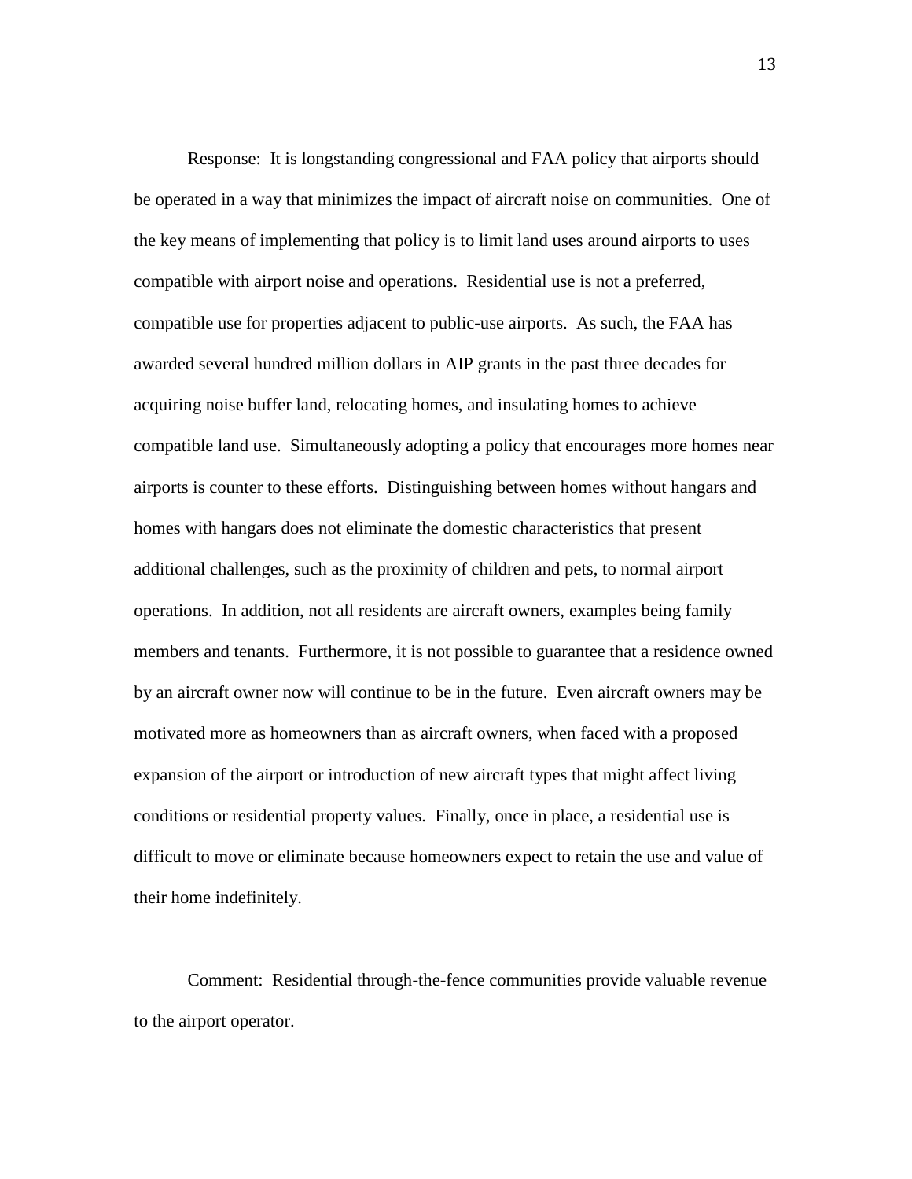Response: It is longstanding congressional and FAA policy that airports should be operated in a way that minimizes the impact of aircraft noise on communities. One of the key means of implementing that policy is to limit land uses around airports to uses compatible with airport noise and operations. Residential use is not a preferred, compatible use for properties adjacent to public-use airports. As such, the FAA has awarded several hundred million dollars in AIP grants in the past three decades for acquiring noise buffer land, relocating homes, and insulating homes to achieve compatible land use. Simultaneously adopting a policy that encourages more homes near airports is counter to these efforts. Distinguishing between homes without hangars and homes with hangars does not eliminate the domestic characteristics that present additional challenges, such as the proximity of children and pets, to normal airport operations. In addition, not all residents are aircraft owners, examples being family members and tenants. Furthermore, it is not possible to guarantee that a residence owned by an aircraft owner now will continue to be in the future. Even aircraft owners may be motivated more as homeowners than as aircraft owners, when faced with a proposed expansion of the airport or introduction of new aircraft types that might affect living conditions or residential property values. Finally, once in place, a residential use is difficult to move or eliminate because homeowners expect to retain the use and value of their home indefinitely.

Comment: Residential through-the-fence communities provide valuable revenue to the airport operator.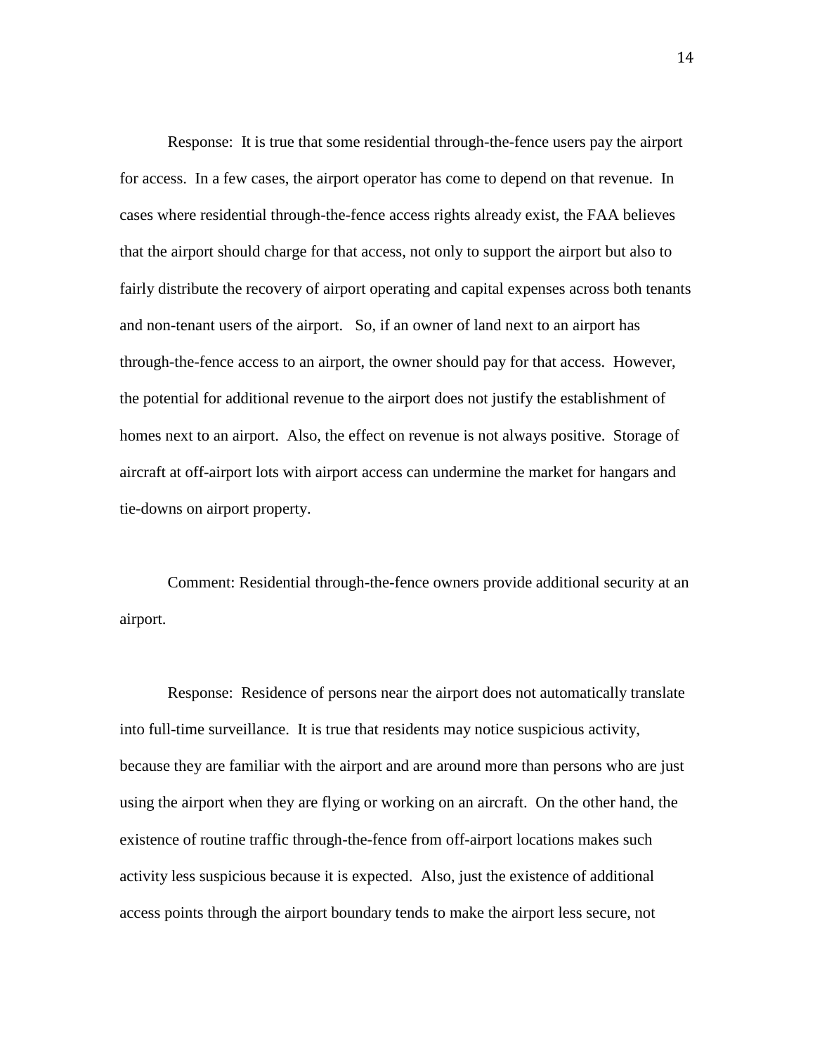Response: It is true that some residential through-the-fence users pay the airport for access. In a few cases, the airport operator has come to depend on that revenue. In cases where residential through-the-fence access rights already exist, the FAA believes that the airport should charge for that access, not only to support the airport but also to fairly distribute the recovery of airport operating and capital expenses across both tenants and non-tenant users of the airport. So, if an owner of land next to an airport has through-the-fence access to an airport, the owner should pay for that access. However, the potential for additional revenue to the airport does not justify the establishment of homes next to an airport. Also, the effect on revenue is not always positive. Storage of aircraft at off-airport lots with airport access can undermine the market for hangars and tie-downs on airport property.

Comment: Residential through-the-fence owners provide additional security at an airport.

Response: Residence of persons near the airport does not automatically translate into full-time surveillance. It is true that residents may notice suspicious activity, because they are familiar with the airport and are around more than persons who are just using the airport when they are flying or working on an aircraft. On the other hand, the existence of routine traffic through-the-fence from off-airport locations makes such activity less suspicious because it is expected. Also, just the existence of additional access points through the airport boundary tends to make the airport less secure, not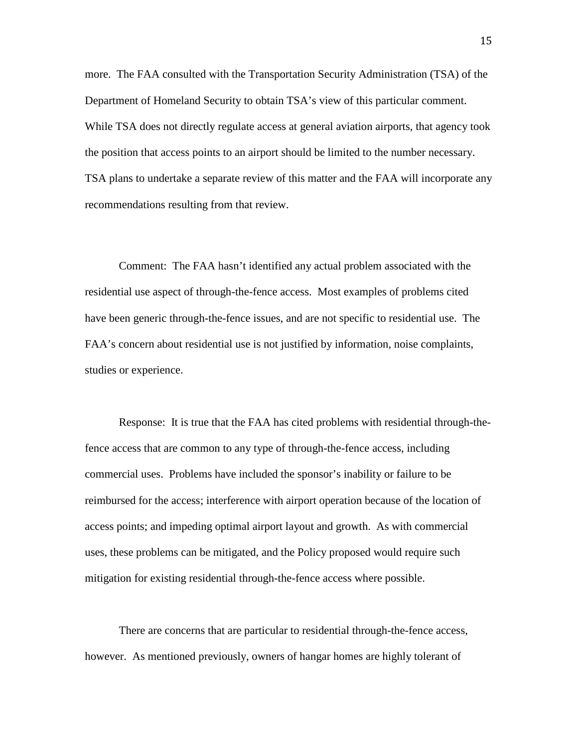more. The FAA consulted with the Transportation Security Administration (TSA) of the Department of Homeland Security to obtain TSA's view of this particular comment. While TSA does not directly regulate access at general aviation airports, that agency took the position that access points to an airport should be limited to the number necessary. TSA plans to undertake a separate review of this matter and the FAA will incorporate any recommendations resulting from that review.

Comment: The FAA hasn't identified any actual problem associated with the residential use aspect of through-the-fence access. Most examples of problems cited have been generic through-the-fence issues, and are not specific to residential use. The FAA's concern about residential use is not justified by information, noise complaints, studies or experience.

Response: It is true that the FAA has cited problems with residential through-the-fence access that are common to any type of through-the-fence access, including commercial uses. Problems have included the sponsor's inability or failure to be reimbursed for the access; interference with airport operation because of the location of access points; and impeding optimal airport layout and growth. As with commercial uses, these problems can be mitigated, and the Policy proposed would require such mitigation for existing residential through-the-fence access where possible.

There are concerns that are particular to residential through-the-fence access, however. As mentioned previously, owners of hangar homes are highly tolerant of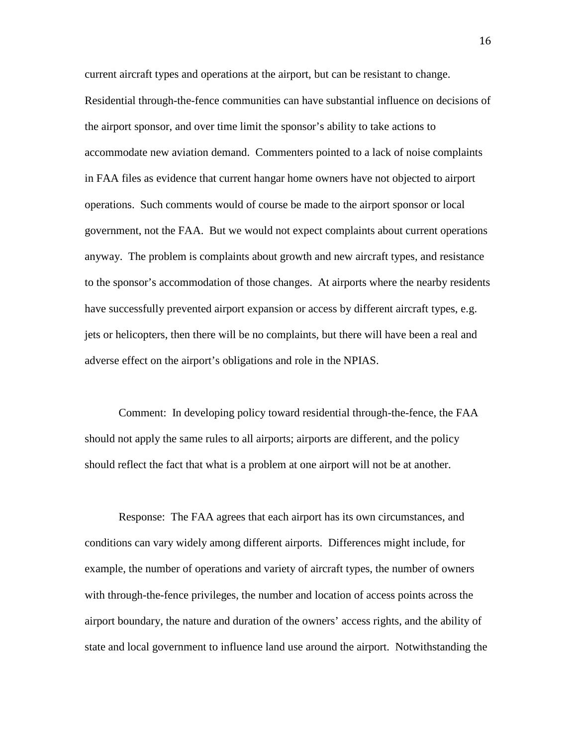current aircraft types and operations at the airport, but can be resistant to change. Residential through-the-fence communities can have substantial influence on decisions of the airport sponsor, and over time limit the sponsor's ability to take actions to accommodate new aviation demand. Commenters pointed to a lack of noise complaints in FAA files as evidence that current hangar home owners have not objected to airport operations. Such comments would of course be made to the airport sponsor or local government, not the FAA. But we would not expect complaints about current operations anyway. The problem is complaints about growth and new aircraft types, and resistance to the sponsor's accommodation of those changes. At airports where the nearby residents have successfully prevented airport expansion or access by different aircraft types, e.g. jets or helicopters, then there will be no complaints, but there will have been a real and adverse effect on the airport's obligations and role in the NPIAS.

Comment: In developing policy toward residential through-the-fence, the FAA should not apply the same rules to all airports; airports are different, and the policy should reflect the fact that what is a problem at one airport will not be at another.

Response: The FAA agrees that each airport has its own circumstances, and conditions can vary widely among different airports. Differences might include, for example, the number of operations and variety of aircraft types, the number of owners with through-the-fence privileges, the number and location of access points across the airport boundary, the nature and duration of the owners' access rights, and the ability of state and local government to influence land use around the airport. Notwithstanding the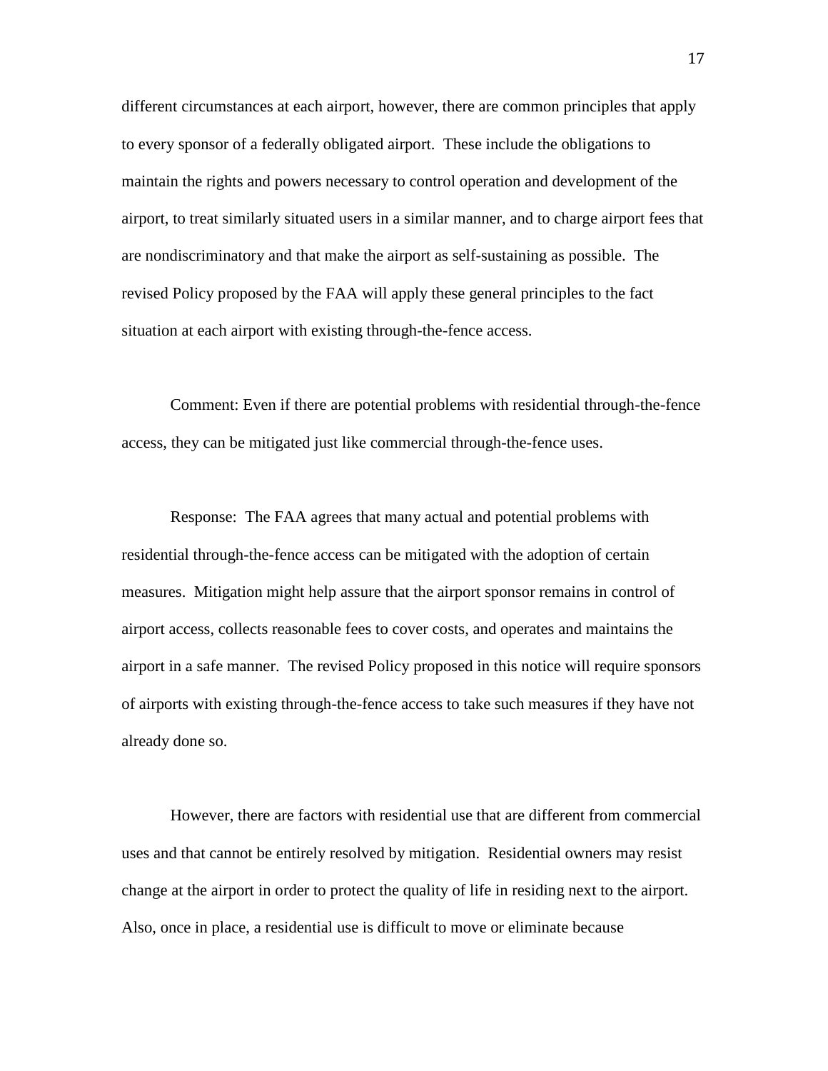different circumstances at each airport, however, there are common principles that apply to every sponsor of a federally obligated airport. These include the obligations to maintain the rights and powers necessary to control operation and development of the airport, to treat similarly situated users in a similar manner, and to charge airport fees that are nondiscriminatory and that make the airport as self-sustaining as possible. The revised Policy proposed by the FAA will apply these general principles to the fact situation at each airport with existing through-the-fence access.

Comment: Even if there are potential problems with residential through-the-fence access, they can be mitigated just like commercial through-the-fence uses.

Response: The FAA agrees that many actual and potential problems with residential through-the-fence access can be mitigated with the adoption of certain measures. Mitigation might help assure that the airport sponsor remains in control of airport access, collects reasonable fees to cover costs, and operates and maintains the airport in a safe manner. The revised Policy proposed in this notice will require sponsors of airports with existing through-the-fence access to take such measures if they have not already done so.

However, there are factors with residential use that are different from commercial uses and that cannot be entirely resolved by mitigation. Residential owners may resist change at the airport in order to protect the quality of life in residing next to the airport. Also, once in place, a residential use is difficult to move or eliminate because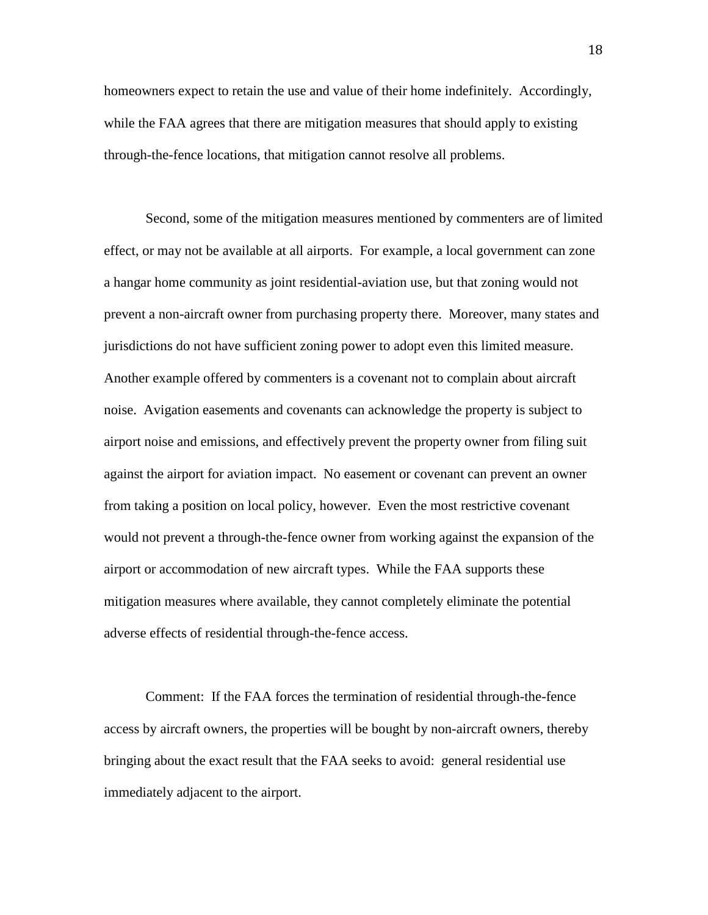homeowners expect to retain the use and value of their home indefinitely. Accordingly, while the FAA agrees that there are mitigation measures that should apply to existing through-the-fence locations, that mitigation cannot resolve all problems.

Second, some of the mitigation measures mentioned by commenters are of limited effect, or may not be available at all airports. For example, a local government can zone a hangar home community as joint residential-aviation use, but that zoning would not prevent a non-aircraft owner from purchasing property there. Moreover, many states and jurisdictions do not have sufficient zoning power to adopt even this limited measure. Another example offered by commenters is a covenant not to complain about aircraft noise. Avigation easements and covenants can acknowledge the property is subject to airport noise and emissions, and effectively prevent the property owner from filing suit against the airport for aviation impact. No easement or covenant can prevent an owner from taking a position on local policy, however. Even the most restrictive covenant would not prevent a through-the-fence owner from working against the expansion of the airport or accommodation of new aircraft types. While the FAA supports these mitigation measures where available, they cannot completely eliminate the potential adverse effects of residential through-the-fence access.

Comment: If the FAA forces the termination of residential through-the-fence access by aircraft owners, the properties will be bought by non-aircraft owners, thereby bringing about the exact result that the FAA seeks to avoid: general residential use immediately adjacent to the airport.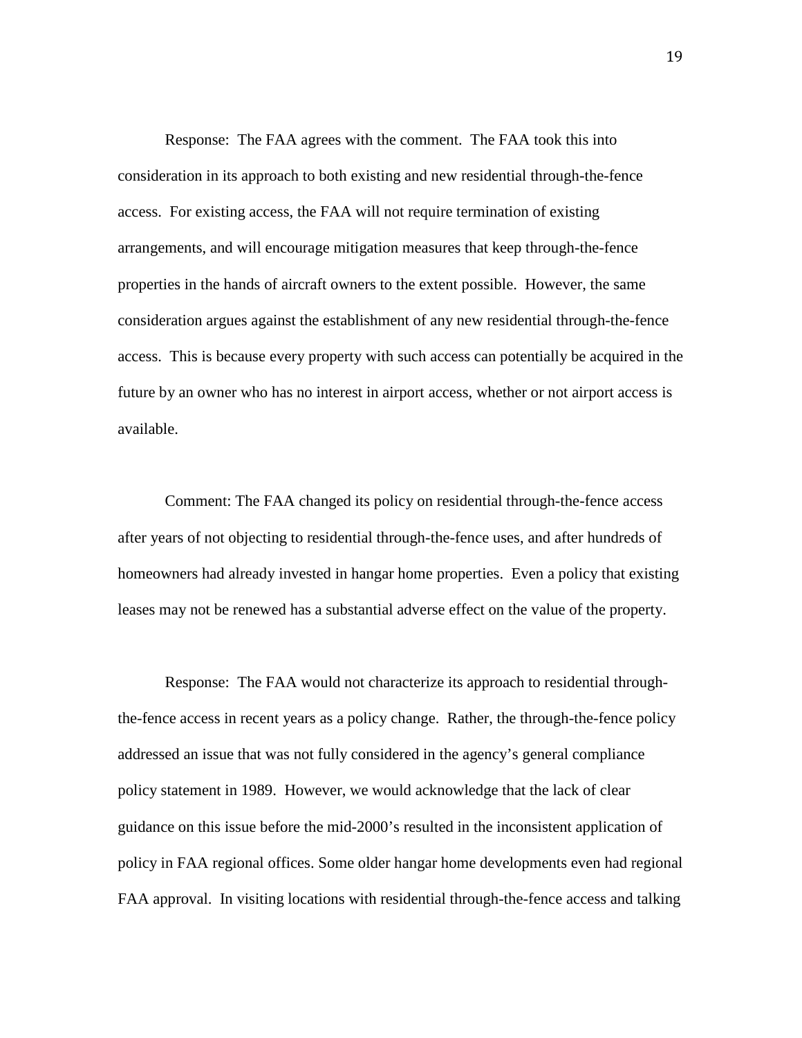Response: The FAA agrees with the comment. The FAA took this into consideration in its approach to both existing and new residential through-the-fence access. For existing access, the FAA will not require termination of existing arrangements, and will encourage mitigation measures that keep through-the-fence properties in the hands of aircraft owners to the extent possible. However, the same consideration argues against the establishment of any new residential through-the-fence access. This is because every property with such access can potentially be acquired in the future by an owner who has no interest in airport access, whether or not airport access is available.

Comment: The FAA changed its policy on residential through-the-fence access after years of not objecting to residential through-the-fence uses, and after hundreds of homeowners had already invested in hangar home properties. Even a policy that existing leases may not be renewed has a substantial adverse effect on the value of the property.

Response: The FAA would not characterize its approach to residential through-the-fence access in recent years as a policy change. Rather, the through-the-fence policy addressed an issue that was not fully considered in the agency's general compliance policy statement in 1989. However, we would acknowledge that the lack of clear guidance on this issue before the mid-2000's resulted in the inconsistent application of policy in FAA regional offices. Some older hangar home developments even had regional FAA approval. In visiting locations with residential through-the-fence access and talking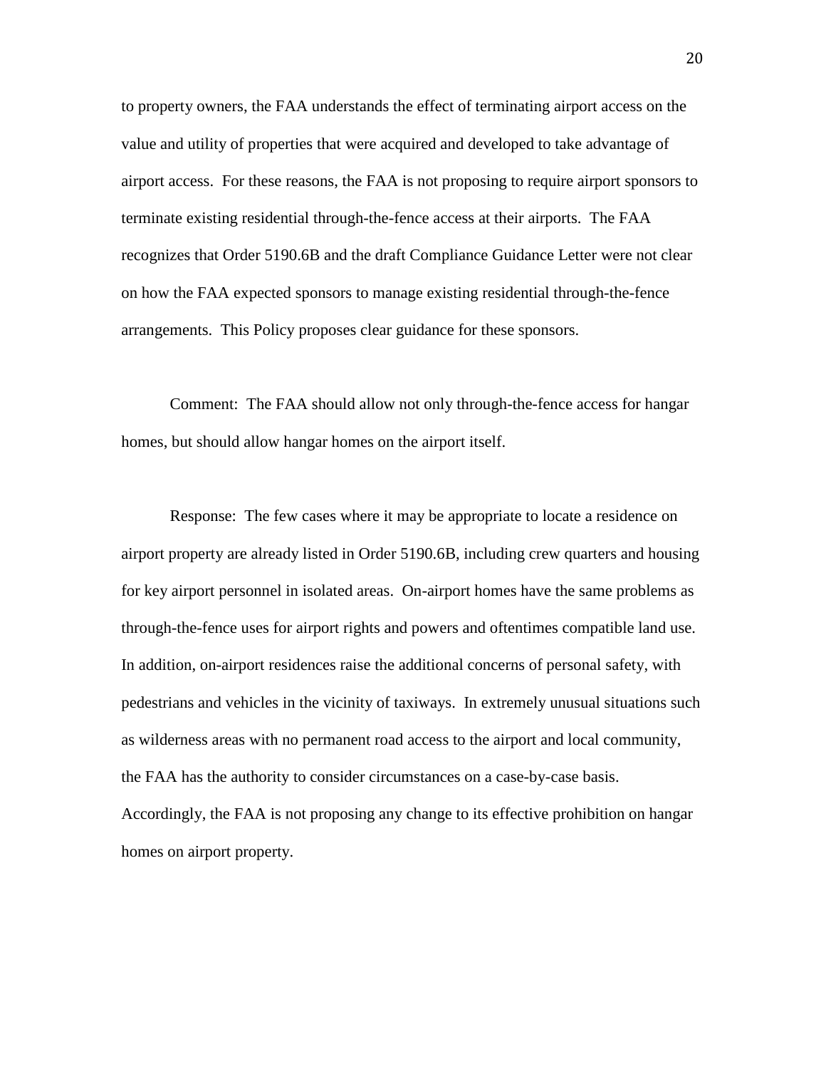to property owners, the FAA understands the effect of terminating airport access on the value and utility of properties that were acquired and developed to take advantage of airport access. For these reasons, the FAA is not proposing to require airport sponsors to terminate existing residential through-the-fence access at their airports. The FAA recognizes that Order 5190.6B and the draft Compliance Guidance Letter were not clear on how the FAA expected sponsors to manage existing residential through-the-fence arrangements. This Policy proposes clear guidance for these sponsors.

Comment: The FAA should allow not only through-the-fence access for hangar homes, but should allow hangar homes on the airport itself.

Response: The few cases where it may be appropriate to locate a residence on airport property are already listed in Order 5190.6B, including crew quarters and housing for key airport personnel in isolated areas. On-airport homes have the same problems as through-the-fence uses for airport rights and powers and oftentimes compatible land use. In addition, on-airport residences raise the additional concerns of personal safety, with pedestrians and vehicles in the vicinity of taxiways. In extremely unusual situations such as wilderness areas with no permanent road access to the airport and local community, the FAA has the authority to consider circumstances on a case-by-case basis. Accordingly, the FAA is not proposing any change to its effective prohibition on hangar homes on airport property.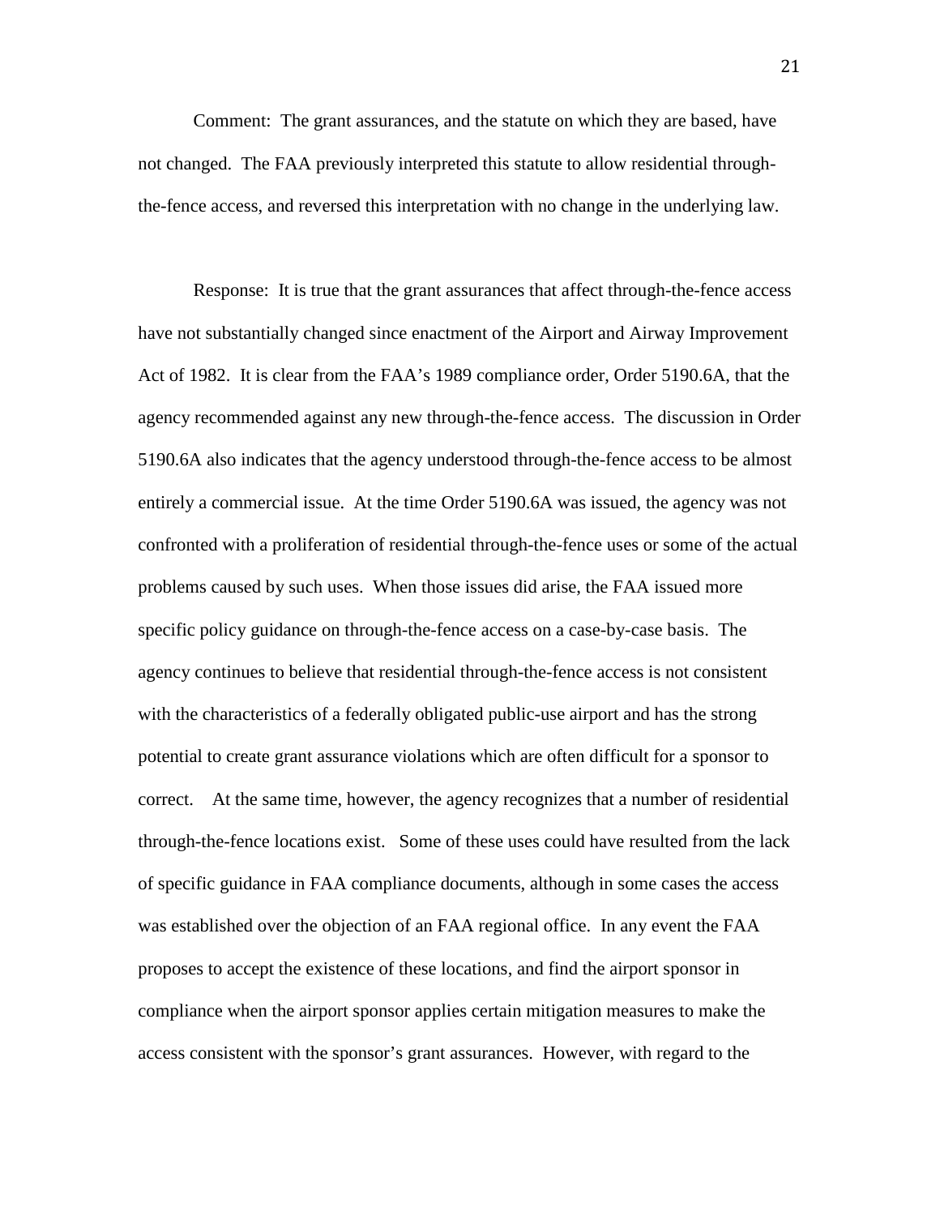Comment: The grant assurances, and the statute on which they are based, have not changed. The FAA previously interpreted this statute to allow residential through-the-fence access, and reversed this interpretation with no change in the underlying law.

Response: It is true that the grant assurances that affect through-the-fence access have not substantially changed since enactment of the Airport and Airway Improvement Act of 1982. It is clear from the FAA's 1989 compliance order, Order 5190.6A, that the agency recommended against any new through-the-fence access. The discussion in Order 5190.6A also indicates that the agency understood through-the-fence access to be almost entirely a commercial issue. At the time Order 5190.6A was issued, the agency was not confronted with a proliferation of residential through-the-fence uses or some of the actual problems caused by such uses. When those issues did arise, the FAA issued more specific policy guidance on through-the-fence access on a case-by-case basis. The agency continues to believe that residential through-the-fence access is not consistent with the characteristics of a federally obligated public-use airport and has the strong potential to create grant assurance violations which are often difficult for a sponsor to correct. At the same time, however, the agency recognizes that a number of residential through-the-fence locations exist. Some of these uses could have resulted from the lack of specific guidance in FAA compliance documents, although in some cases the access was established over the objection of an FAA regional office. In any event the FAA proposes to accept the existence of these locations, and find the airport sponsor in compliance when the airport sponsor applies certain mitigation measures to make the access consistent with the sponsor's grant assurances. However, with regard to the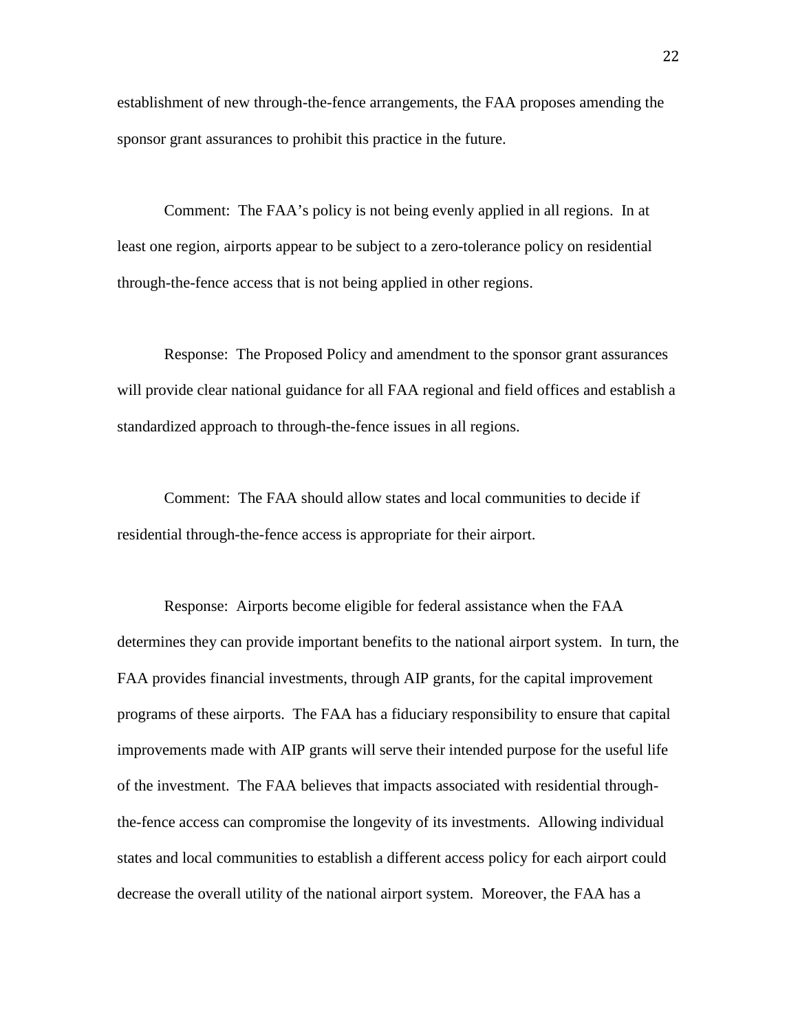establishment of new through-the-fence arrangements, the FAA proposes amending the sponsor grant assurances to prohibit this practice in the future.

Comment: The FAA's policy is not being evenly applied in all regions. In at least one region, airports appear to be subject to a zero-tolerance policy on residential through-the-fence access that is not being applied in other regions.

Response: The Proposed Policy and amendment to the sponsor grant assurances will provide clear national guidance for all FAA regional and field offices and establish a standardized approach to through-the-fence issues in all regions.

Comment: The FAA should allow states and local communities to decide if residential through-the-fence access is appropriate for their airport.

Response: Airports become eligible for federal assistance when the FAA determines they can provide important benefits to the national airport system. In turn, the FAA provides financial investments, through AIP grants, for the capital improvement programs of these airports. The FAA has a fiduciary responsibility to ensure that capital improvements made with AIP grants will serve their intended purpose for the useful life of the investment. The FAA believes that impacts associated with residential through-the-fence access can compromise the longevity of its investments. Allowing individual states and local communities to establish a different access policy for each airport could decrease the overall utility of the national airport system. Moreover, the FAA has a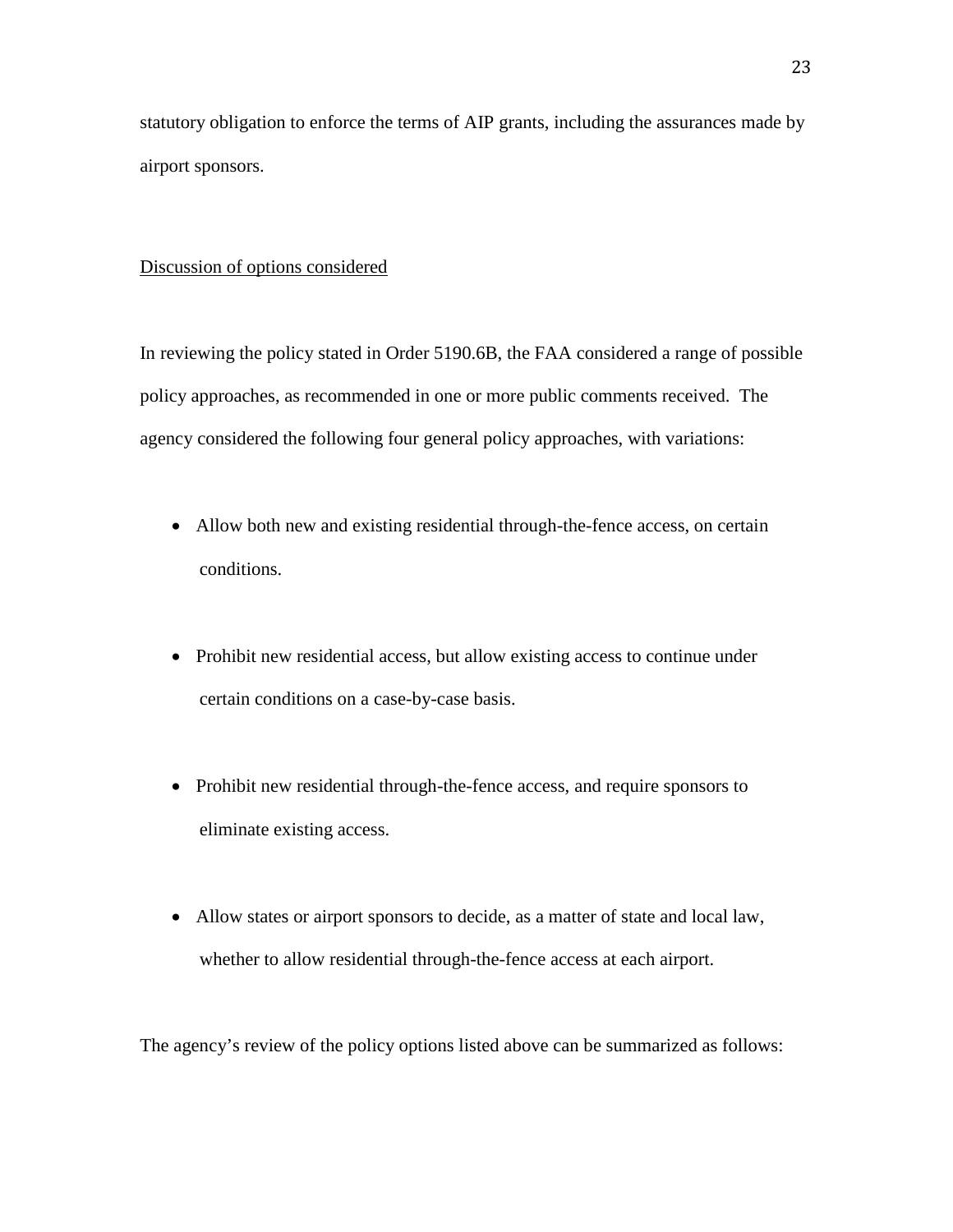statutory obligation to enforce the terms of AIP grants, including the assurances made by airport sponsors.

<u>Discussion of options considered</u>

In reviewing the policy stated in Order 5190.6B, the FAA considered a range of possible policy approaches, as recommended in one or more public comments received. The agency considered the following four general policy approaches, with variations:

- Allow both new and existing residential through-the-fence access, on certain conditions.
- Prohibit new residential access, but allow existing access to continue under certain conditions on a case-by-case basis.
- Prohibit new residential through-the-fence access, and require sponsors to eliminate existing access.
- Allow states or airport sponsors to decide, as a matter of state and local law, whether to allow residential through-the-fence access at each airport.

The agency's review of the policy options listed above can be summarized as follows: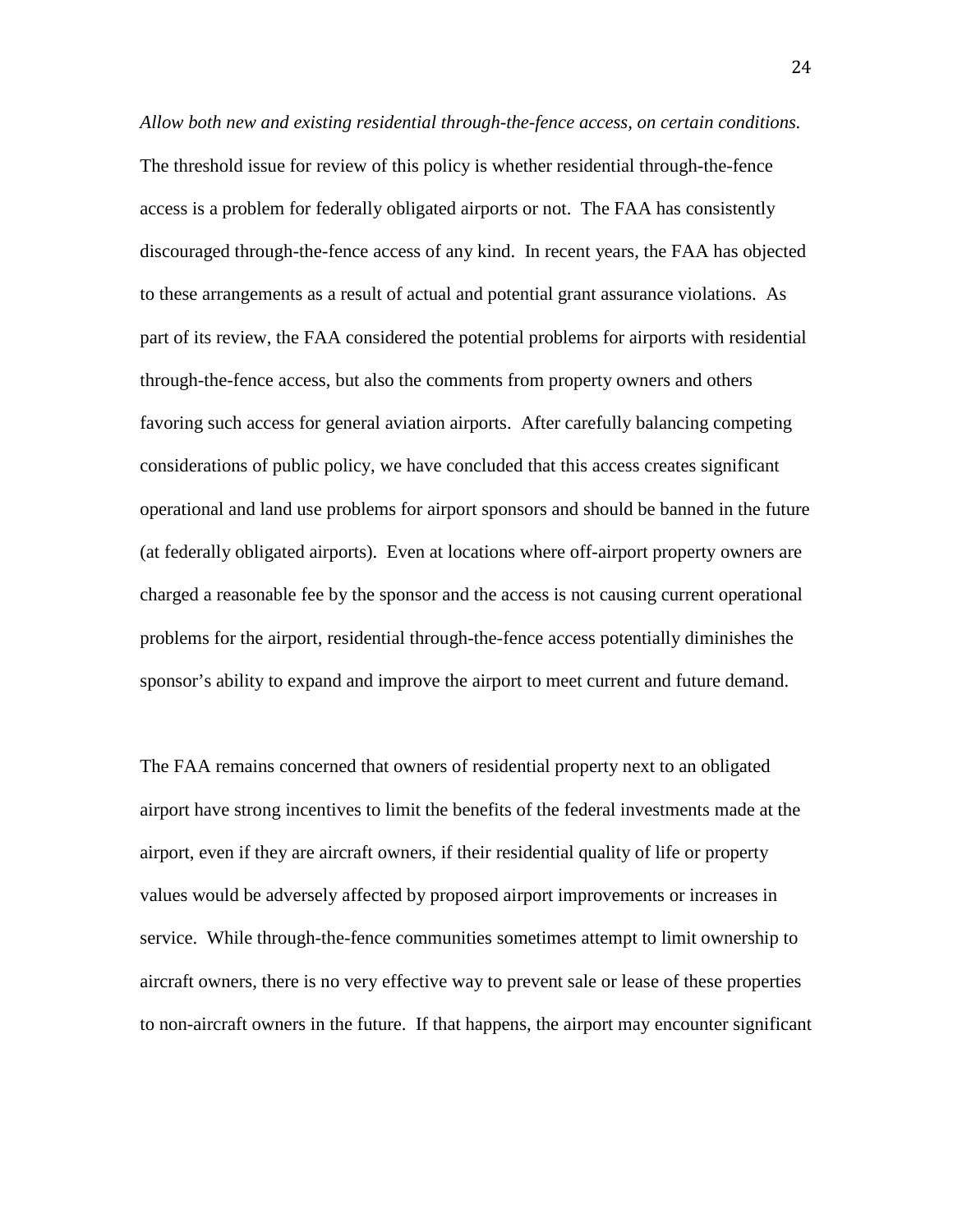*Allow both new and existing residential through-the-fence access, on certain conditions.* The threshold issue for review of this policy is whether residential through-the-fence access is a problem for federally obligated airports or not. The FAA has consistently discouraged through-the-fence access of any kind. In recent years, the FAA has objected to these arrangements as a result of actual and potential grant assurance violations. As part of its review, the FAA considered the potential problems for airports with residential through-the-fence access, but also the comments from property owners and others favoring such access for general aviation airports. After carefully balancing competing considerations of public policy, we have concluded that this access creates significant operational and land use problems for airport sponsors and should be banned in the future (at federally obligated airports). Even at locations where off-airport property owners are charged a reasonable fee by the sponsor and the access is not causing current operational problems for the airport, residential through-the-fence access potentially diminishes the sponsor's ability to expand and improve the airport to meet current and future demand.

The FAA remains concerned that owners of residential property next to an obligated airport have strong incentives to limit the benefits of the federal investments made at the airport, even if they are aircraft owners, if their residential quality of life or property values would be adversely affected by proposed airport improvements or increases in service. While through-the-fence communities sometimes attempt to limit ownership to aircraft owners, there is no very effective way to prevent sale or lease of these properties to non-aircraft owners in the future. If that happens, the airport may encounter significant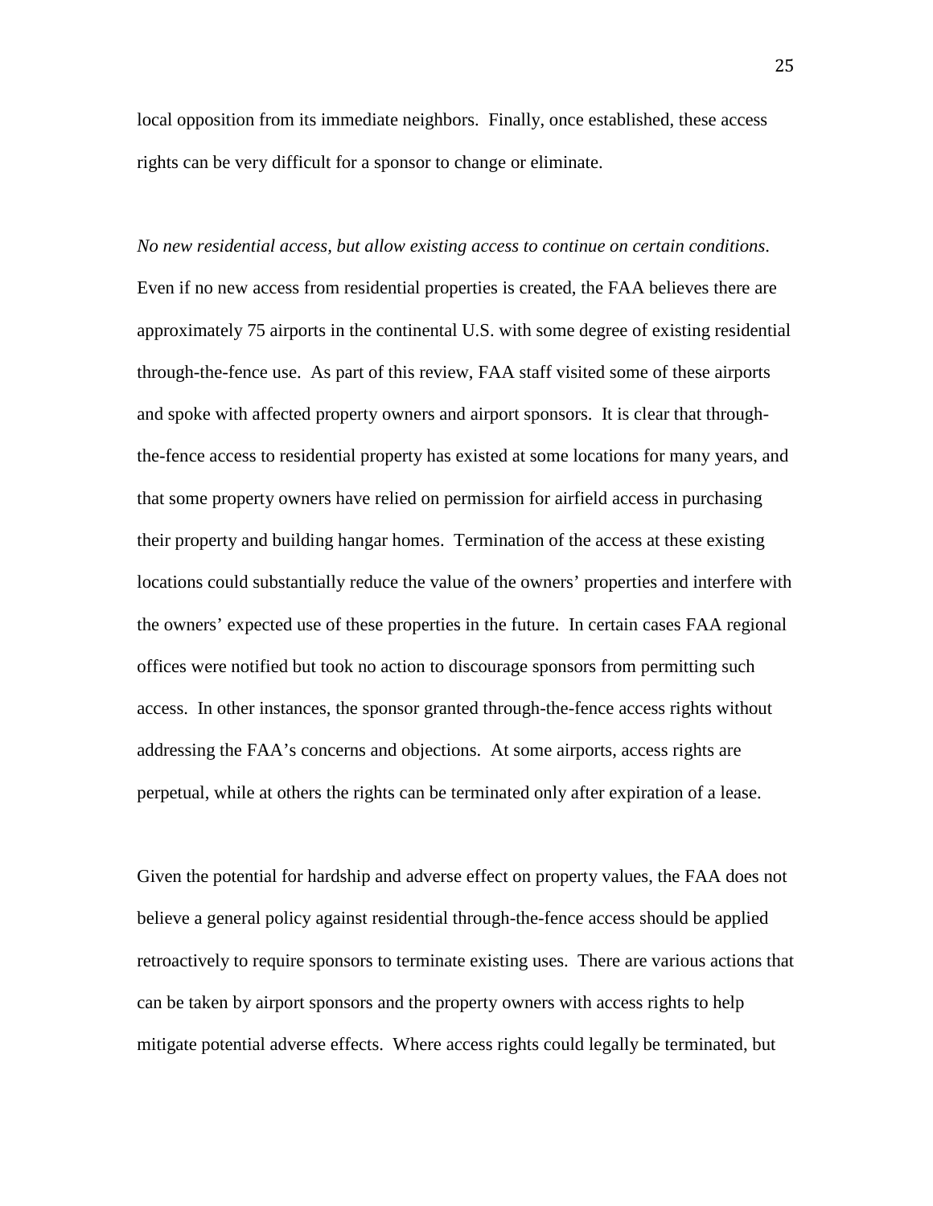local opposition from its immediate neighbors. Finally, once established, these access rights can be very difficult for a sponsor to change or eliminate.

*No new residential access, but allow existing access to continue on certain conditions*. Even if no new access from residential properties is created, the FAA believes there are approximately 75 airports in the continental U.S. with some degree of existing residential through-the-fence use. As part of this review, FAA staff visited some of these airports and spoke with affected property owners and airport sponsors. It is clear that through-the-fence access to residential property has existed at some locations for many years, and that some property owners have relied on permission for airfield access in purchasing their property and building hangar homes. Termination of the access at these existing locations could substantially reduce the value of the owners' properties and interfere with the owners' expected use of these properties in the future. In certain cases FAA regional offices were notified but took no action to discourage sponsors from permitting such access. In other instances, the sponsor granted through-the-fence access rights without addressing the FAA's concerns and objections. At some airports, access rights are perpetual, while at others the rights can be terminated only after expiration of a lease.

Given the potential for hardship and adverse effect on property values, the FAA does not believe a general policy against residential through-the-fence access should be applied retroactively to require sponsors to terminate existing uses. There are various actions that can be taken by airport sponsors and the property owners with access rights to help mitigate potential adverse effects. Where access rights could legally be terminated, but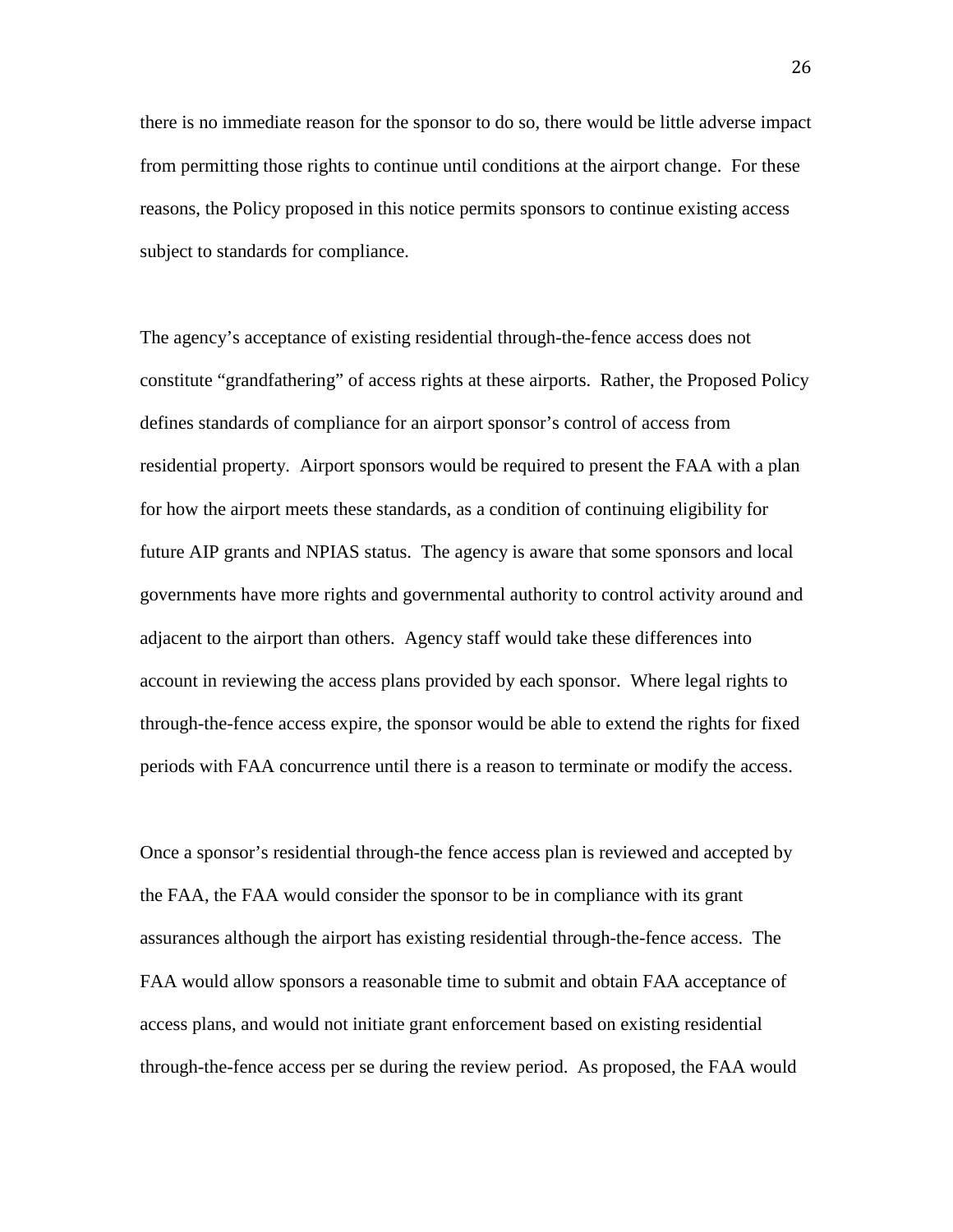there is no immediate reason for the sponsor to do so, there would be little adverse impact from permitting those rights to continue until conditions at the airport change. For these reasons, the Policy proposed in this notice permits sponsors to continue existing access subject to standards for compliance.

The agency's acceptance of existing residential through-the-fence access does not constitute "grandfathering" of access rights at these airports. Rather, the Proposed Policy defines standards of compliance for an airport sponsor's control of access from residential property. Airport sponsors would be required to present the FAA with a plan for how the airport meets these standards, as a condition of continuing eligibility for future AIP grants and NPIAS status. The agency is aware that some sponsors and local governments have more rights and governmental authority to control activity around and adjacent to the airport than others. Agency staff would take these differences into account in reviewing the access plans provided by each sponsor. Where legal rights to through-the-fence access expire, the sponsor would be able to extend the rights for fixed periods with FAA concurrence until there is a reason to terminate or modify the access.

Once a sponsor's residential through-the fence access plan is reviewed and accepted by the FAA, the FAA would consider the sponsor to be in compliance with its grant assurances although the airport has existing residential through-the-fence access. The FAA would allow sponsors a reasonable time to submit and obtain FAA acceptance of access plans, and would not initiate grant enforcement based on existing residential through-the-fence access per se during the review period. As proposed, the FAA would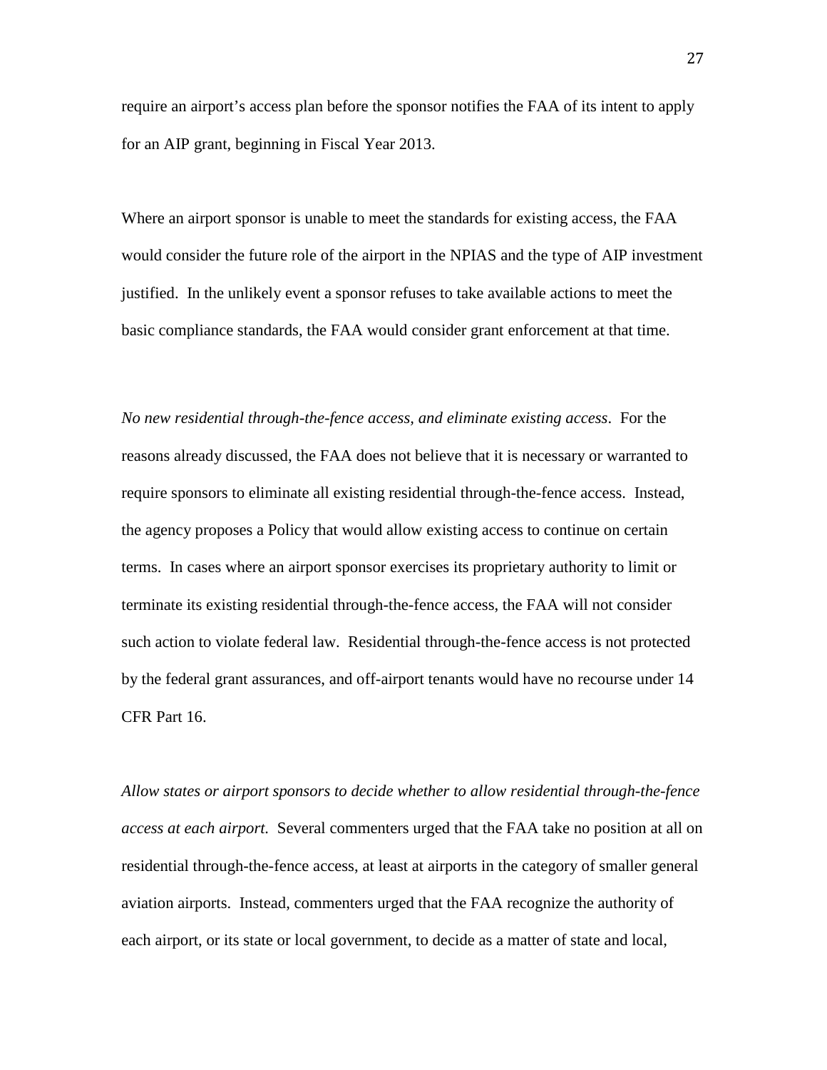require an airport's access plan before the sponsor notifies the FAA of its intent to apply for an AIP grant, beginning in Fiscal Year 2013.

Where an airport sponsor is unable to meet the standards for existing access, the FAA would consider the future role of the airport in the NPIAS and the type of AIP investment justified. In the unlikely event a sponsor refuses to take available actions to meet the basic compliance standards, the FAA would consider grant enforcement at that time.

*No new residential through-the-fence access, and eliminate existing access*. For the reasons already discussed, the FAA does not believe that it is necessary or warranted to require sponsors to eliminate all existing residential through-the-fence access. Instead, the agency proposes a Policy that would allow existing access to continue on certain terms. In cases where an airport sponsor exercises its proprietary authority to limit or terminate its existing residential through-the-fence access, the FAA will not consider such action to violate federal law. Residential through-the-fence access is not protected by the federal grant assurances, and off-airport tenants would have no recourse under 14 CFR Part 16.

*Allow states or airport sponsors to decide whether to allow residential through-the-fence access at each airport.* Several commenters urged that the FAA take no position at all on residential through-the-fence access, at least at airports in the category of smaller general aviation airports. Instead, commenters urged that the FAA recognize the authority of each airport, or its state or local government, to decide as a matter of state and local,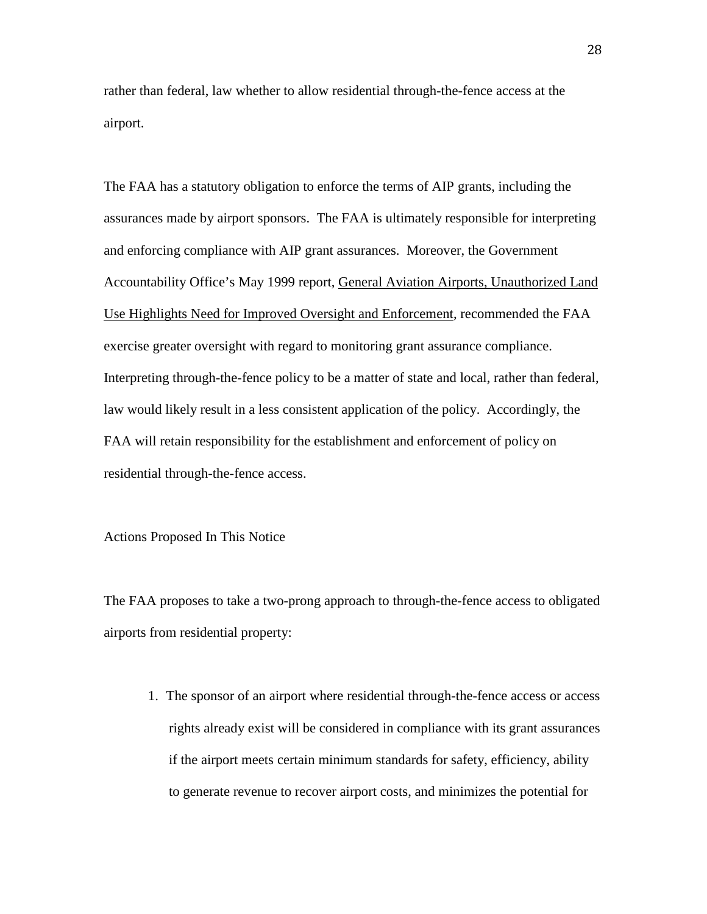rather than federal, law whether to allow residential through-the-fence access at the airport.

The FAA has a statutory obligation to enforce the terms of AIP grants, including the assurances made by airport sponsors. The FAA is ultimately responsible for interpreting and enforcing compliance with AIP grant assurances. Moreover, the Government Accountability Office's May 1999 report, General Aviation Airports, Unauthorized Land Use Highlights Need for Improved Oversight and Enforcement, recommended the FAA exercise greater oversight with regard to monitoring grant assurance compliance. Interpreting through-the-fence policy to be a matter of state and local, rather than federal, law would likely result in a less consistent application of the policy. Accordingly, the FAA will retain responsibility for the establishment and enforcement of policy on residential through-the-fence access.

Actions Proposed In This Notice

The FAA proposes to take a two-prong approach to through-the-fence access to obligated airports from residential property:

1. The sponsor of an airport where residential through-the-fence access or access rights already exist will be considered in compliance with its grant assurances if the airport meets certain minimum standards for safety, efficiency, ability to generate revenue to recover airport costs, and minimizes the potential for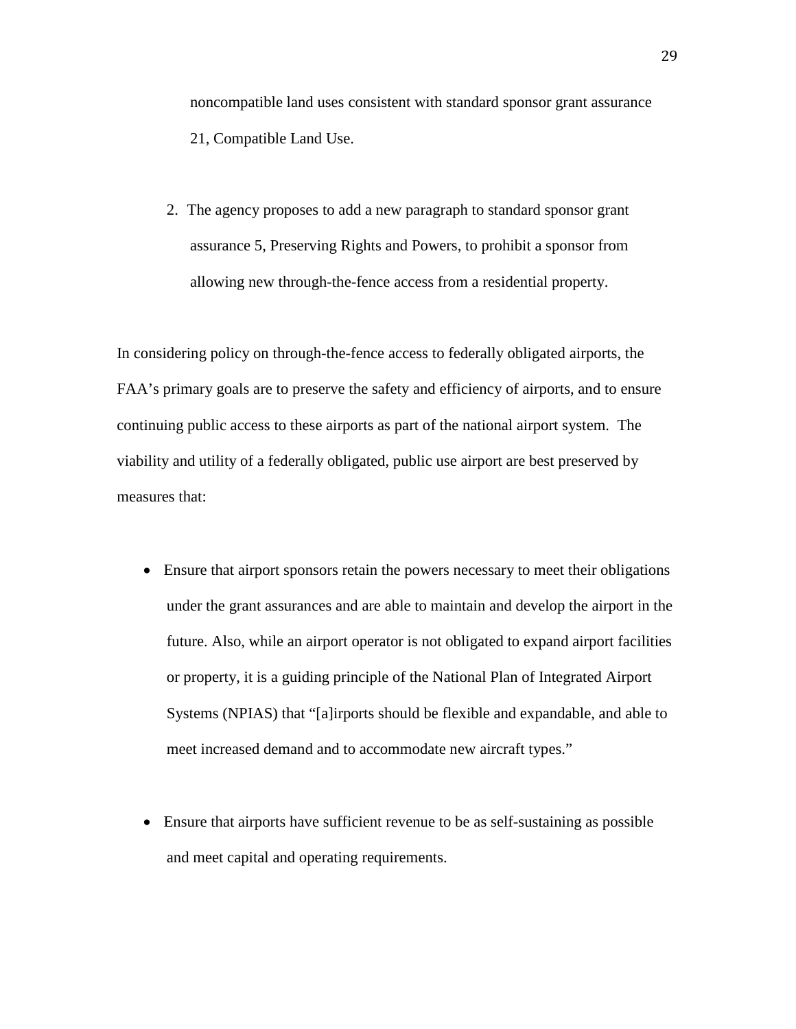noncompatible land uses consistent with standard sponsor grant assurance 21, Compatible Land Use.

2. The agency proposes to add a new paragraph to standard sponsor grant assurance 5, Preserving Rights and Powers, to prohibit a sponsor from allowing new through-the-fence access from a residential property.

In considering policy on through-the-fence access to federally obligated airports, the FAA's primary goals are to preserve the safety and efficiency of airports, and to ensure continuing public access to these airports as part of the national airport system. The viability and utility of a federally obligated, public use airport are best preserved by measures that:

- Ensure that airport sponsors retain the powers necessary to meet their obligations under the grant assurances and are able to maintain and develop the airport in the future. Also, while an airport operator is not obligated to expand airport facilities or property, it is a guiding principle of the National Plan of Integrated Airport Systems (NPIAS) that "[a]irports should be flexible and expandable, and able to meet increased demand and to accommodate new aircraft types."

- Ensure that airports have sufficient revenue to be as self-sustaining as possible and meet capital and operating requirements.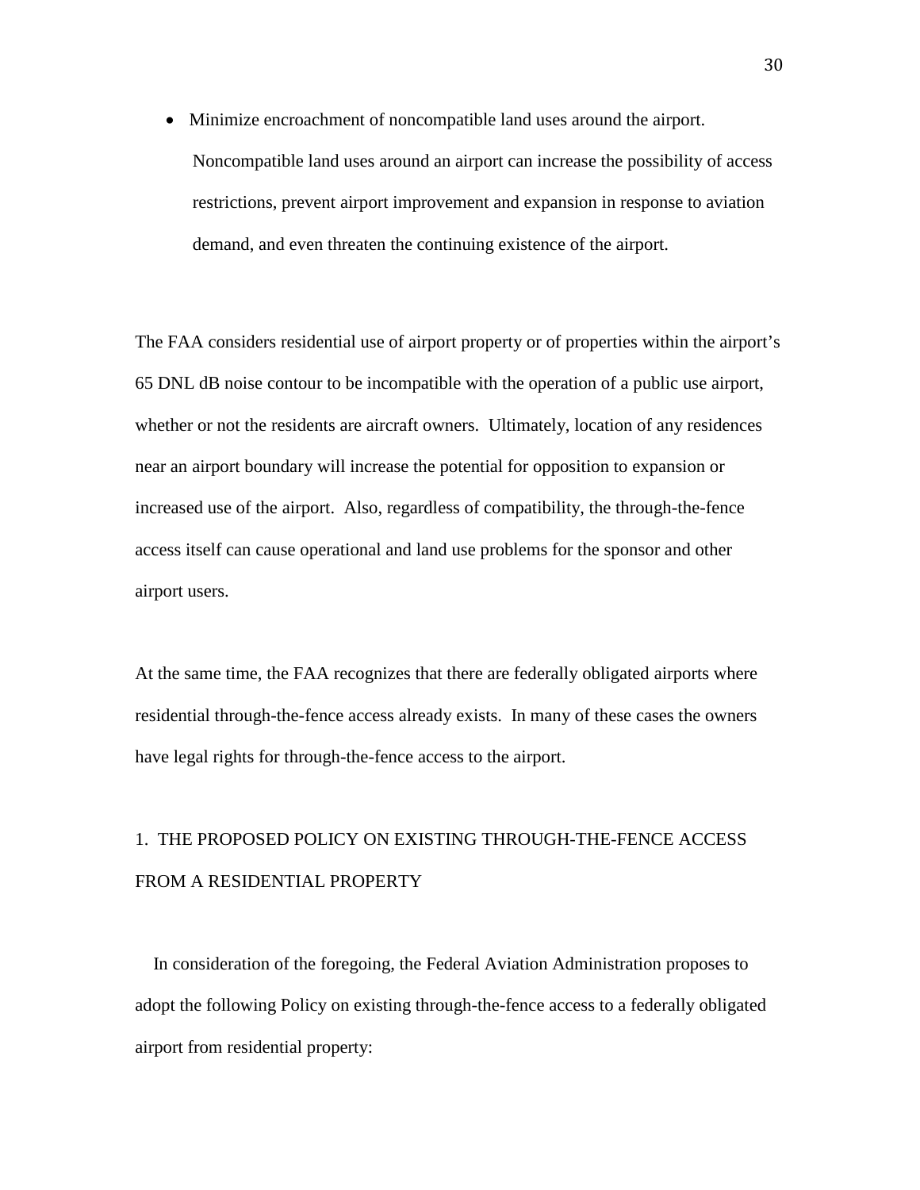- Minimize encroachment of noncompatible land uses around the airport. Noncompatible land uses around an airport can increase the possibility of access restrictions, prevent airport improvement and expansion in response to aviation demand, and even threaten the continuing existence of the airport.

The FAA considers residential use of airport property or of properties within the airport's 65 DNL dB noise contour to be incompatible with the operation of a public use airport, whether or not the residents are aircraft owners. Ultimately, location of any residences near an airport boundary will increase the potential for opposition to expansion or increased use of the airport. Also, regardless of compatibility, the through-the-fence access itself can cause operational and land use problems for the sponsor and other airport users.

At the same time, the FAA recognizes that there are federally obligated airports where residential through-the-fence access already exists. In many of these cases the owners have legal rights for through-the-fence access to the airport.

## 1. THE PROPOSED POLICY ON EXISTING THROUGH-THE-FENCE ACCESS FROM A RESIDENTIAL PROPERTY

In consideration of the foregoing, the Federal Aviation Administration proposes to adopt the following Policy on existing through-the-fence access to a federally obligated airport from residential property: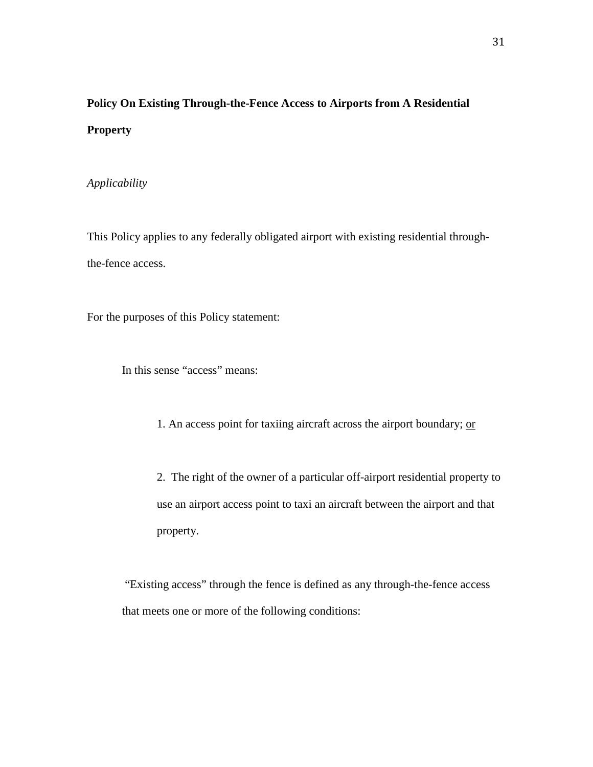**Policy On Existing Through-the-Fence Access to Airports from A Residential Property**

*Applicability*

This Policy applies to any federally obligated airport with existing residential through-the-fence access.

For the purposes of this Policy statement:

In this sense "access" means:

1. An access point for taxiing aircraft across the airport boundary; <u>or</u>

2. The right of the owner of a particular off-airport residential property to use an airport access point to taxi an aircraft between the airport and that property.

"Existing access" through the fence is defined as any through-the-fence access that meets one or more of the following conditions: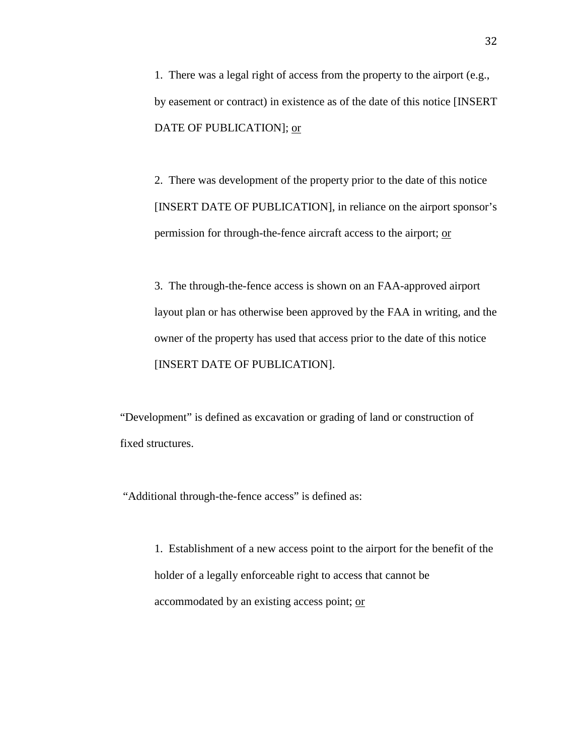1. There was a legal right of access from the property to the airport (e.g., by easement or contract) in existence as of the date of this notice [INSERT DATE OF PUBLICATION]; <u>or</u>

2. There was development of the property prior to the date of this notice [INSERT DATE OF PUBLICATION], in reliance on the airport sponsor's permission for through-the-fence aircraft access to the airport; <u>or</u>

3. The through-the-fence access is shown on an FAA-approved airport layout plan or has otherwise been approved by the FAA in writing, and the owner of the property has used that access prior to the date of this notice [INSERT DATE OF PUBLICATION].

"Development" is defined as excavation or grading of land or construction of fixed structures.

"Additional through-the-fence access" is defined as:

1. Establishment of a new access point to the airport for the benefit of the holder of a legally enforceable right to access that cannot be accommodated by an existing access point; <u>or</u>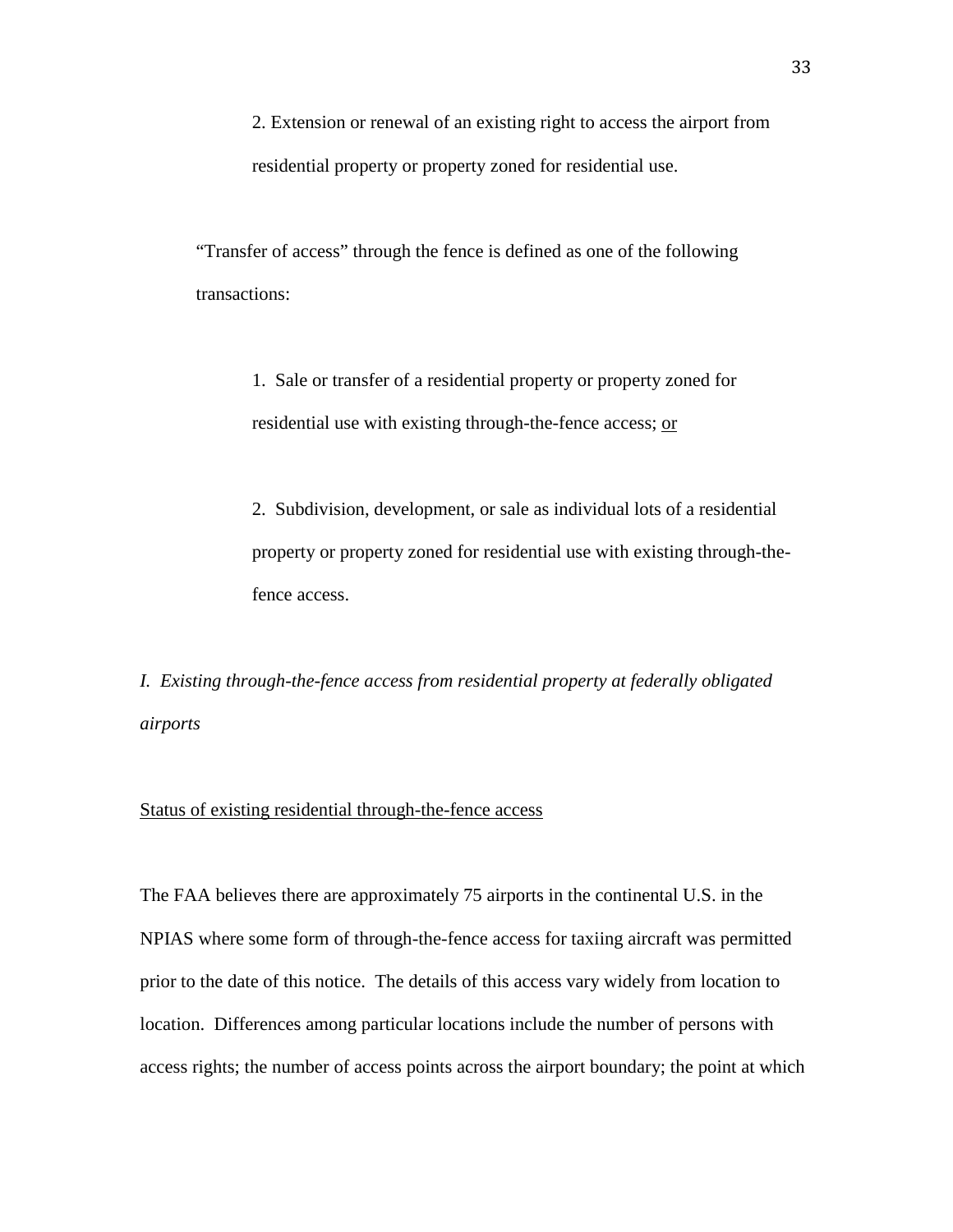2. Extension or renewal of an existing right to access the airport from residential property or property zoned for residential use.

"Transfer of access" through the fence is defined as one of the following transactions:

1. Sale or transfer of a residential property or property zoned for residential use with existing through-the-fence access; <u>or</u>

2. Subdivision, development, or sale as individual lots of a residential property or property zoned for residential use with existing through-the-fence access.

*I. Existing through-the-fence access from residential property at federally obligated airports*

<u>Status of existing residential through-the-fence access</u>

The FAA believes there are approximately 75 airports in the continental U.S. in the NPIAS where some form of through-the-fence access for taxiing aircraft was permitted prior to the date of this notice. The details of this access vary widely from location to location. Differences among particular locations include the number of persons with access rights; the number of access points across the airport boundary; the point at which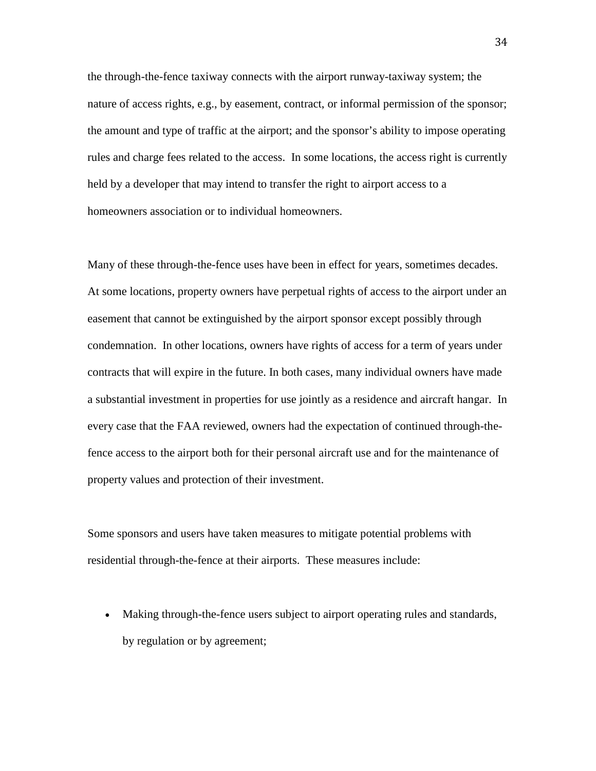the through-the-fence taxiway connects with the airport runway-taxiway system; the nature of access rights, e.g., by easement, contract, or informal permission of the sponsor; the amount and type of traffic at the airport; and the sponsor's ability to impose operating rules and charge fees related to the access. In some locations, the access right is currently held by a developer that may intend to transfer the right to airport access to a homeowners association or to individual homeowners.

Many of these through-the-fence uses have been in effect for years, sometimes decades. At some locations, property owners have perpetual rights of access to the airport under an easement that cannot be extinguished by the airport sponsor except possibly through condemnation. In other locations, owners have rights of access for a term of years under contracts that will expire in the future. In both cases, many individual owners have made a substantial investment in properties for use jointly as a residence and aircraft hangar. In every case that the FAA reviewed, owners had the expectation of continued through-the-fence access to the airport both for their personal aircraft use and for the maintenance of property values and protection of their investment.

Some sponsors and users have taken measures to mitigate potential problems with residential through-the-fence at their airports. These measures include:

- Making through-the-fence users subject to airport operating rules and standards, by regulation or by agreement;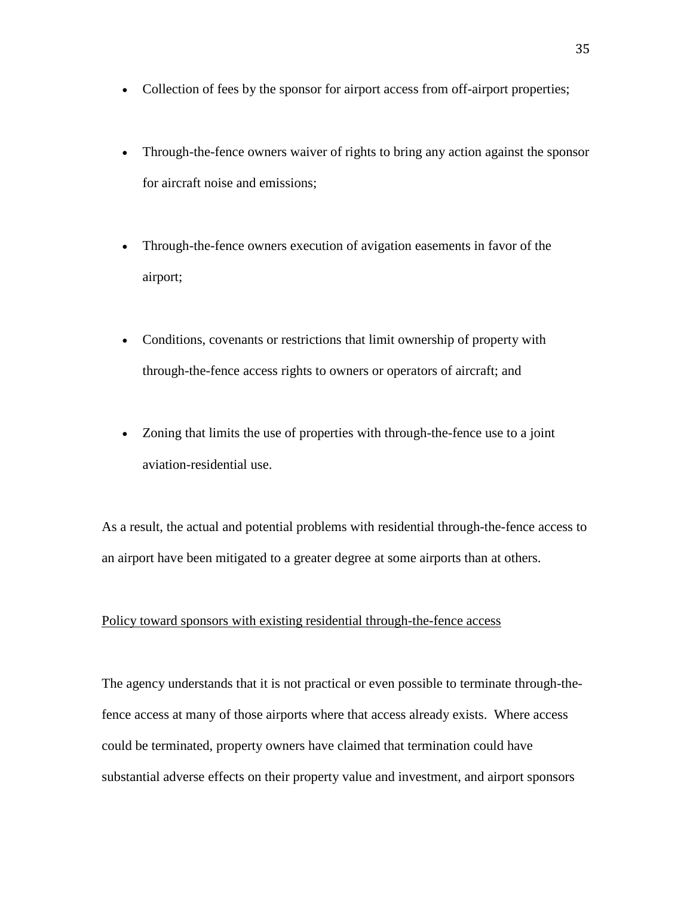- Collection of fees by the sponsor for airport access from off-airport properties;
- Through-the-fence owners waiver of rights to bring any action against the sponsor for aircraft noise and emissions;
- Through-the-fence owners execution of avigation easements in favor of the airport;
- Conditions, covenants or restrictions that limit ownership of property with through-the-fence access rights to owners or operators of aircraft; and
- Zoning that limits the use of properties with through-the-fence use to a joint aviation-residential use.

As a result, the actual and potential problems with residential through-the-fence access to an airport have been mitigated to a greater degree at some airports than at others.

<u>Policy toward sponsors with existing residential through-the-fence access</u>

The agency understands that it is not practical or even possible to terminate through-the-fence access at many of those airports where that access already exists. Where access could be terminated, property owners have claimed that termination could have substantial adverse effects on their property value and investment, and airport sponsors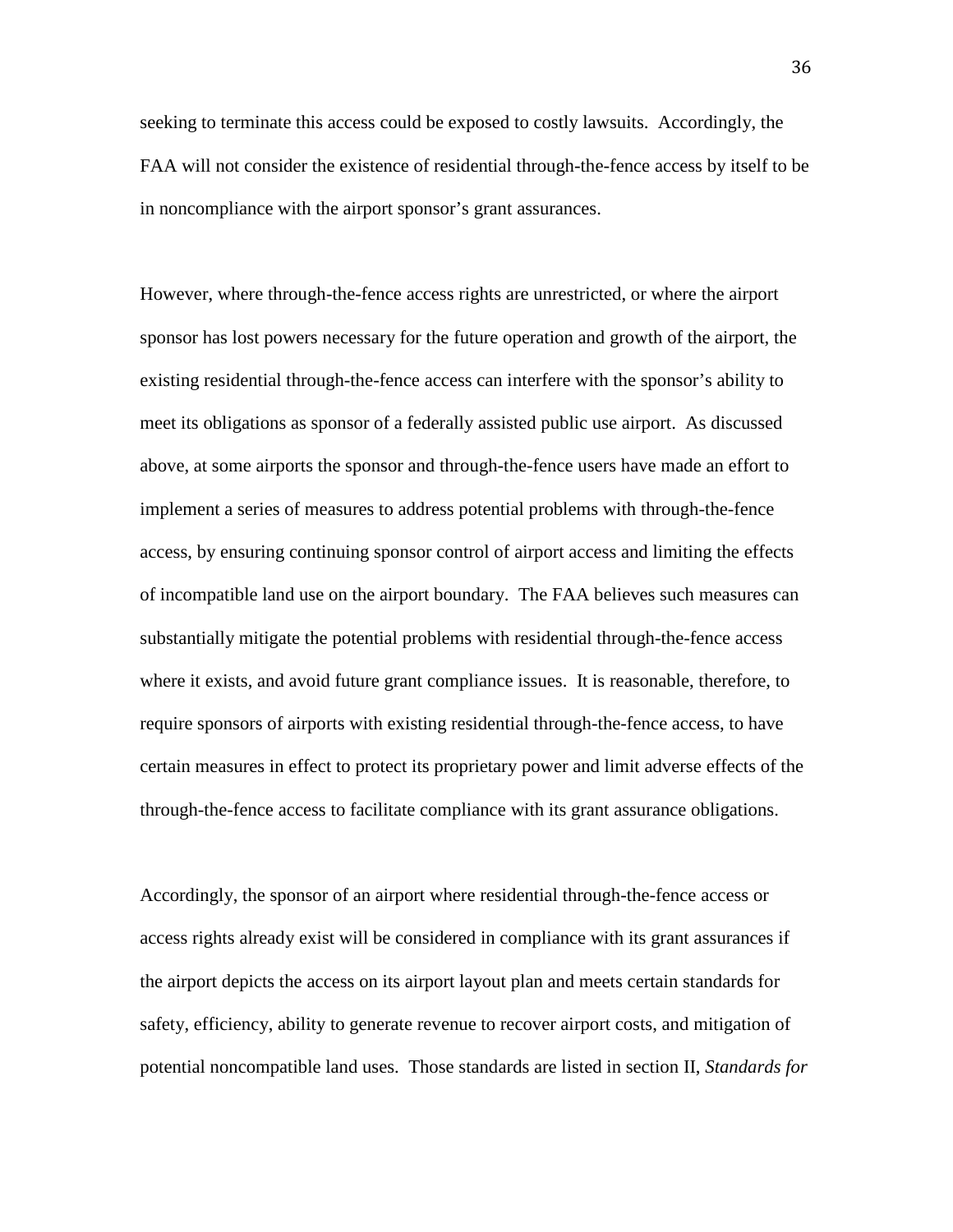seeking to terminate this access could be exposed to costly lawsuits. Accordingly, the FAA will not consider the existence of residential through-the-fence access by itself to be in noncompliance with the airport sponsor's grant assurances.

However, where through-the-fence access rights are unrestricted, or where the airport sponsor has lost powers necessary for the future operation and growth of the airport, the existing residential through-the-fence access can interfere with the sponsor's ability to meet its obligations as sponsor of a federally assisted public use airport. As discussed above, at some airports the sponsor and through-the-fence users have made an effort to implement a series of measures to address potential problems with through-the-fence access, by ensuring continuing sponsor control of airport access and limiting the effects of incompatible land use on the airport boundary. The FAA believes such measures can substantially mitigate the potential problems with residential through-the-fence access where it exists, and avoid future grant compliance issues. It is reasonable, therefore, to require sponsors of airports with existing residential through-the-fence access, to have certain measures in effect to protect its proprietary power and limit adverse effects of the through-the-fence access to facilitate compliance with its grant assurance obligations.

Accordingly, the sponsor of an airport where residential through-the-fence access or access rights already exist will be considered in compliance with its grant assurances if the airport depicts the access on its airport layout plan and meets certain standards for safety, efficiency, ability to generate revenue to recover airport costs, and mitigation of potential noncompatible land uses. Those standards are listed in section II, *Standards for*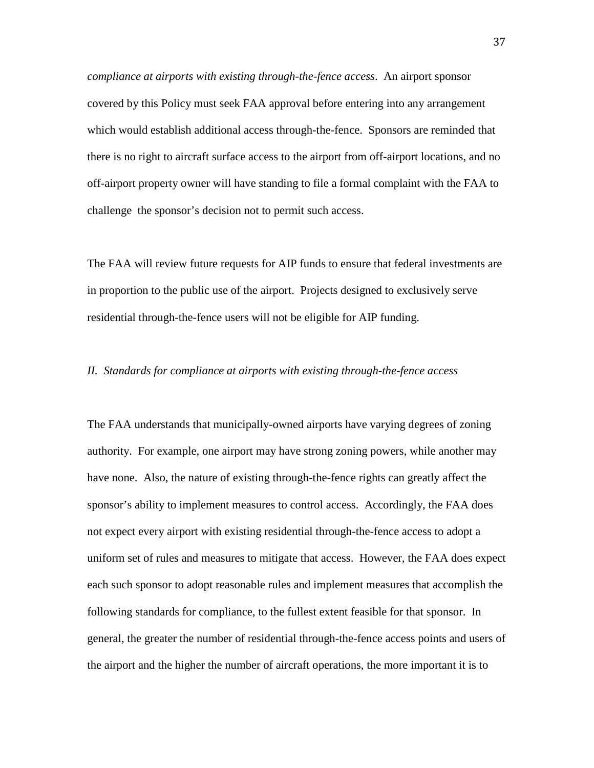*compliance at airports with existing through-the-fence access*. An airport sponsor covered by this Policy must seek FAA approval before entering into any arrangement which would establish additional access through-the-fence. Sponsors are reminded that there is no right to aircraft surface access to the airport from off-airport locations, and no off-airport property owner will have standing to file a formal complaint with the FAA to challenge the sponsor's decision not to permit such access.

The FAA will review future requests for AIP funds to ensure that federal investments are in proportion to the public use of the airport. Projects designed to exclusively serve residential through-the-fence users will not be eligible for AIP funding.

*II. Standards for compliance at airports with existing through-the-fence access*

The FAA understands that municipally-owned airports have varying degrees of zoning authority. For example, one airport may have strong zoning powers, while another may have none. Also, the nature of existing through-the-fence rights can greatly affect the sponsor's ability to implement measures to control access. Accordingly, the FAA does not expect every airport with existing residential through-the-fence access to adopt a uniform set of rules and measures to mitigate that access. However, the FAA does expect each such sponsor to adopt reasonable rules and implement measures that accomplish the following standards for compliance, to the fullest extent feasible for that sponsor. In general, the greater the number of residential through-the-fence access points and users of the airport and the higher the number of aircraft operations, the more important it is to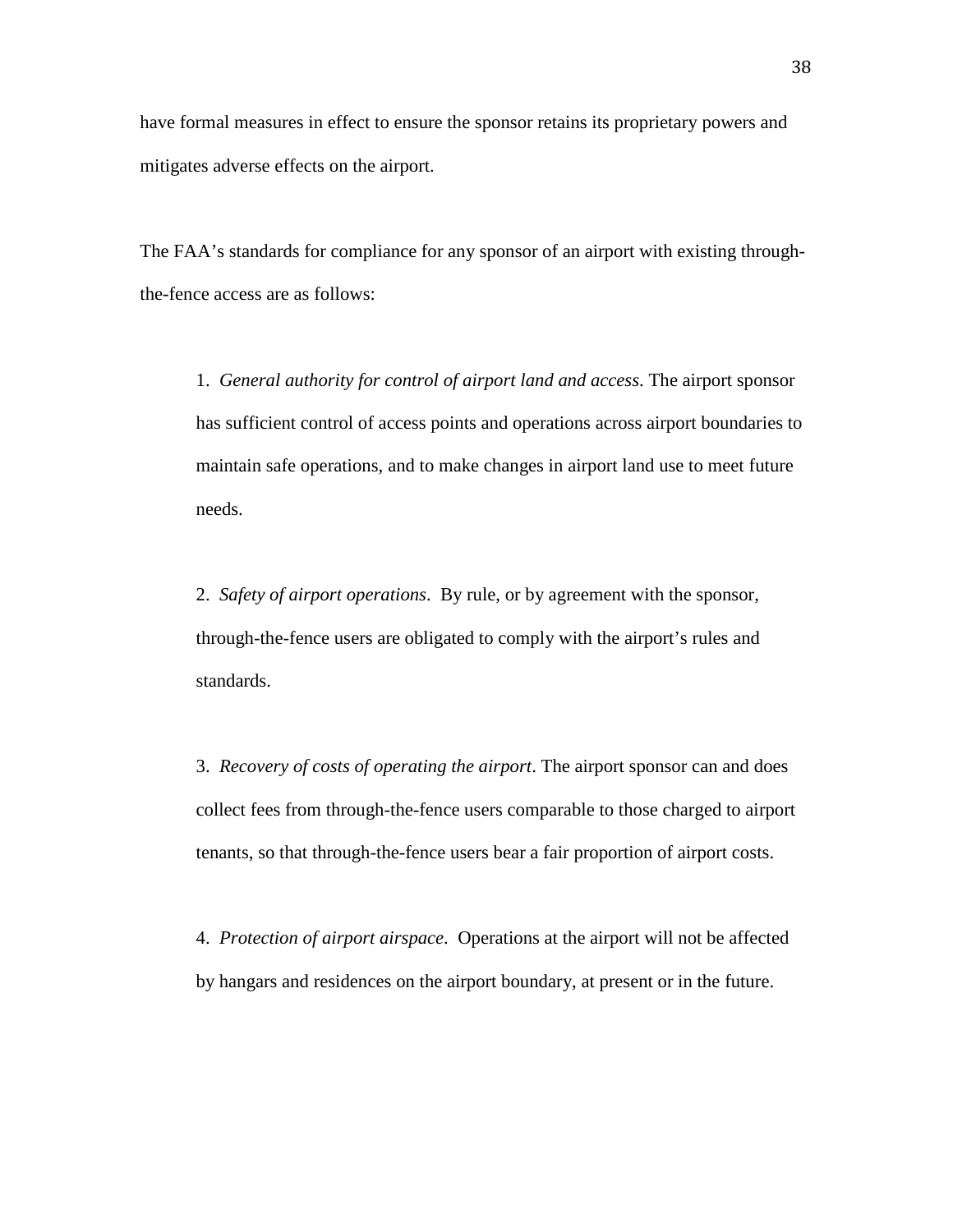have formal measures in effect to ensure the sponsor retains its proprietary powers and mitigates adverse effects on the airport.

The FAA's standards for compliance for any sponsor of an airport with existing through-the-fence access are as follows:

1. *General authority for control of airport land and access*. The airport sponsor has sufficient control of access points and operations across airport boundaries to maintain safe operations, and to make changes in airport land use to meet future needs.

2. *Safety of airport operations*. By rule, or by agreement with the sponsor, through-the-fence users are obligated to comply with the airport's rules and standards.

3. *Recovery of costs of operating the airport*. The airport sponsor can and does collect fees from through-the-fence users comparable to those charged to airport tenants, so that through-the-fence users bear a fair proportion of airport costs.

4. *Protection of airport airspace*. Operations at the airport will not be affected by hangars and residences on the airport boundary, at present or in the future.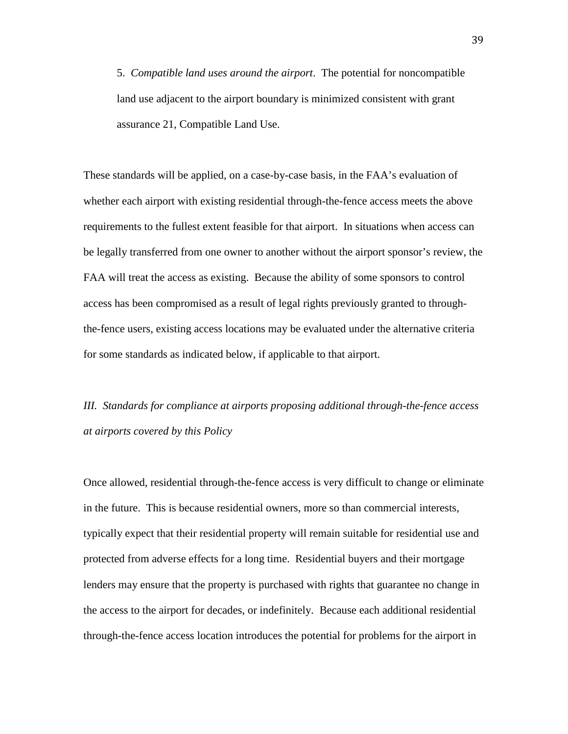5. *Compatible land uses around the airport*. The potential for noncompatible land use adjacent to the airport boundary is minimized consistent with grant assurance 21, Compatible Land Use.

These standards will be applied, on a case-by-case basis, in the FAA's evaluation of whether each airport with existing residential through-the-fence access meets the above requirements to the fullest extent feasible for that airport. In situations when access can be legally transferred from one owner to another without the airport sponsor's review, the FAA will treat the access as existing. Because the ability of some sponsors to control access has been compromised as a result of legal rights previously granted to through-the-fence users, existing access locations may be evaluated under the alternative criteria for some standards as indicated below, if applicable to that airport.

*III. Standards for compliance at airports proposing additional through-the-fence access at airports covered by this Policy*

Once allowed, residential through-the-fence access is very difficult to change or eliminate in the future. This is because residential owners, more so than commercial interests, typically expect that their residential property will remain suitable for residential use and protected from adverse effects for a long time. Residential buyers and their mortgage lenders may ensure that the property is purchased with rights that guarantee no change in the access to the airport for decades, or indefinitely. Because each additional residential through-the-fence access location introduces the potential for problems for the airport in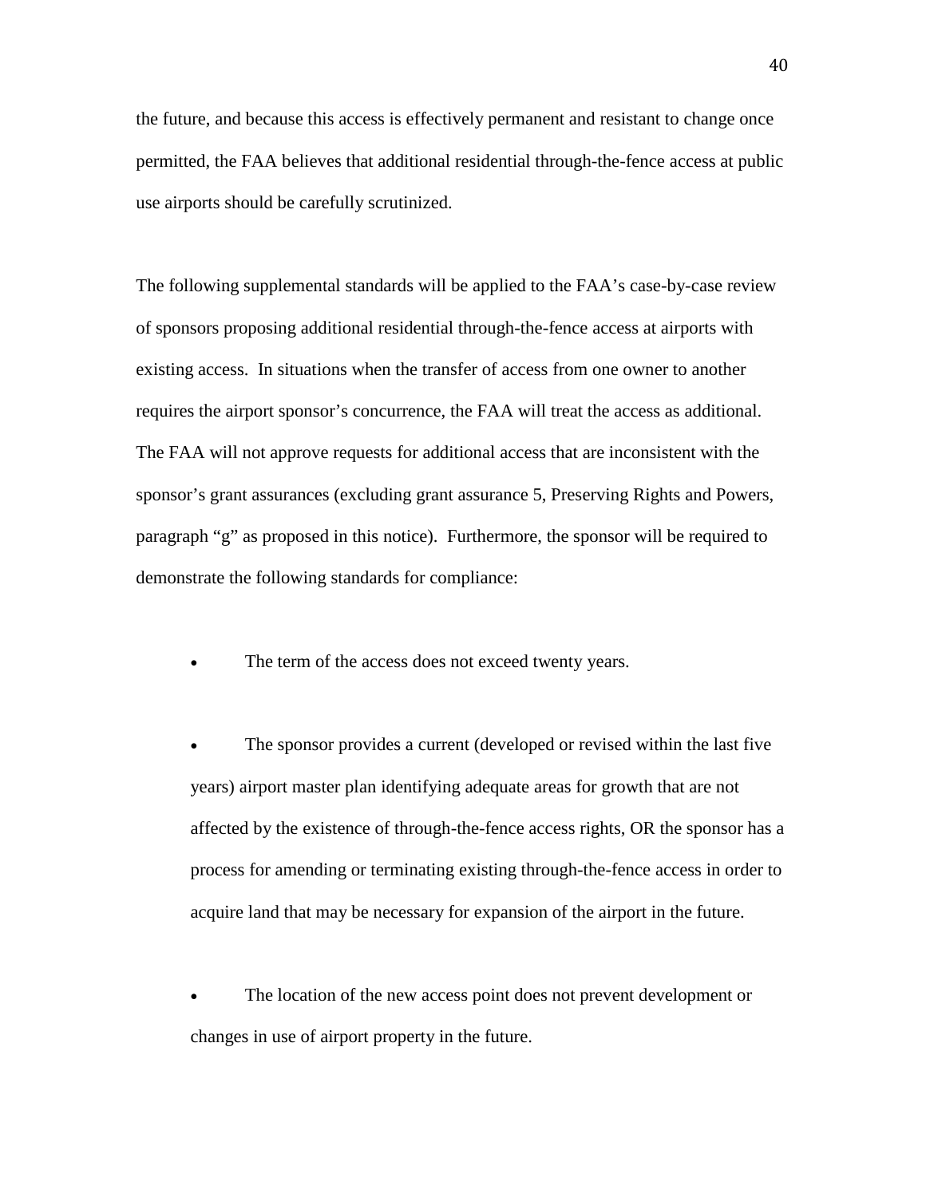the future, and because this access is effectively permanent and resistant to change once permitted, the FAA believes that additional residential through-the-fence access at public use airports should be carefully scrutinized.

The following supplemental standards will be applied to the FAA's case-by-case review of sponsors proposing additional residential through-the-fence access at airports with existing access. In situations when the transfer of access from one owner to another requires the airport sponsor's concurrence, the FAA will treat the access as additional. The FAA will not approve requests for additional access that are inconsistent with the sponsor's grant assurances (excluding grant assurance 5, Preserving Rights and Powers, paragraph "g" as proposed in this notice). Furthermore, the sponsor will be required to demonstrate the following standards for compliance:

- The term of the access does not exceed twenty years.
- The sponsor provides a current (developed or revised within the last five years) airport master plan identifying adequate areas for growth that are not affected by the existence of through-the-fence access rights, OR the sponsor has a process for amending or terminating existing through-the-fence access in order to acquire land that may be necessary for expansion of the airport in the future.
- The location of the new access point does not prevent development or changes in use of airport property in the future.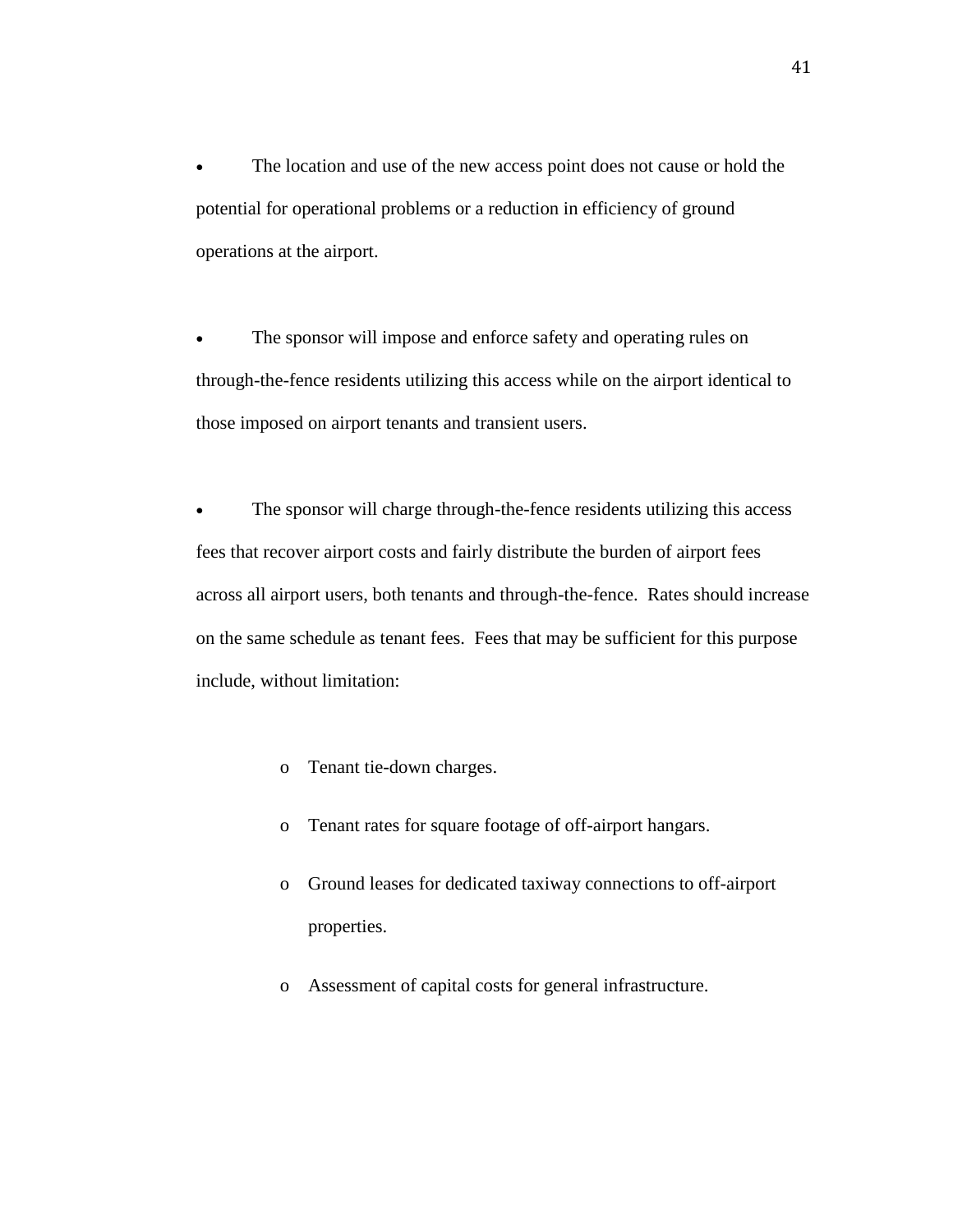- The location and use of the new access point does not cause or hold the potential for operational problems or a reduction in efficiency of ground operations at the airport.

- The sponsor will impose and enforce safety and operating rules on through-the-fence residents utilizing this access while on the airport identical to those imposed on airport tenants and transient users.

- The sponsor will charge through-the-fence residents utilizing this access fees that recover airport costs and fairly distribute the burden of airport fees across all airport users, both tenants and through-the-fence. Rates should increase on the same schedule as tenant fees. Fees that may be sufficient for this purpose include, without limitation:

    - Tenant tie-down charges.
    - Tenant rates for square footage of off-airport hangars.
    - Ground leases for dedicated taxiway connections to off-airport properties.
    - Assessment of capital costs for general infrastructure.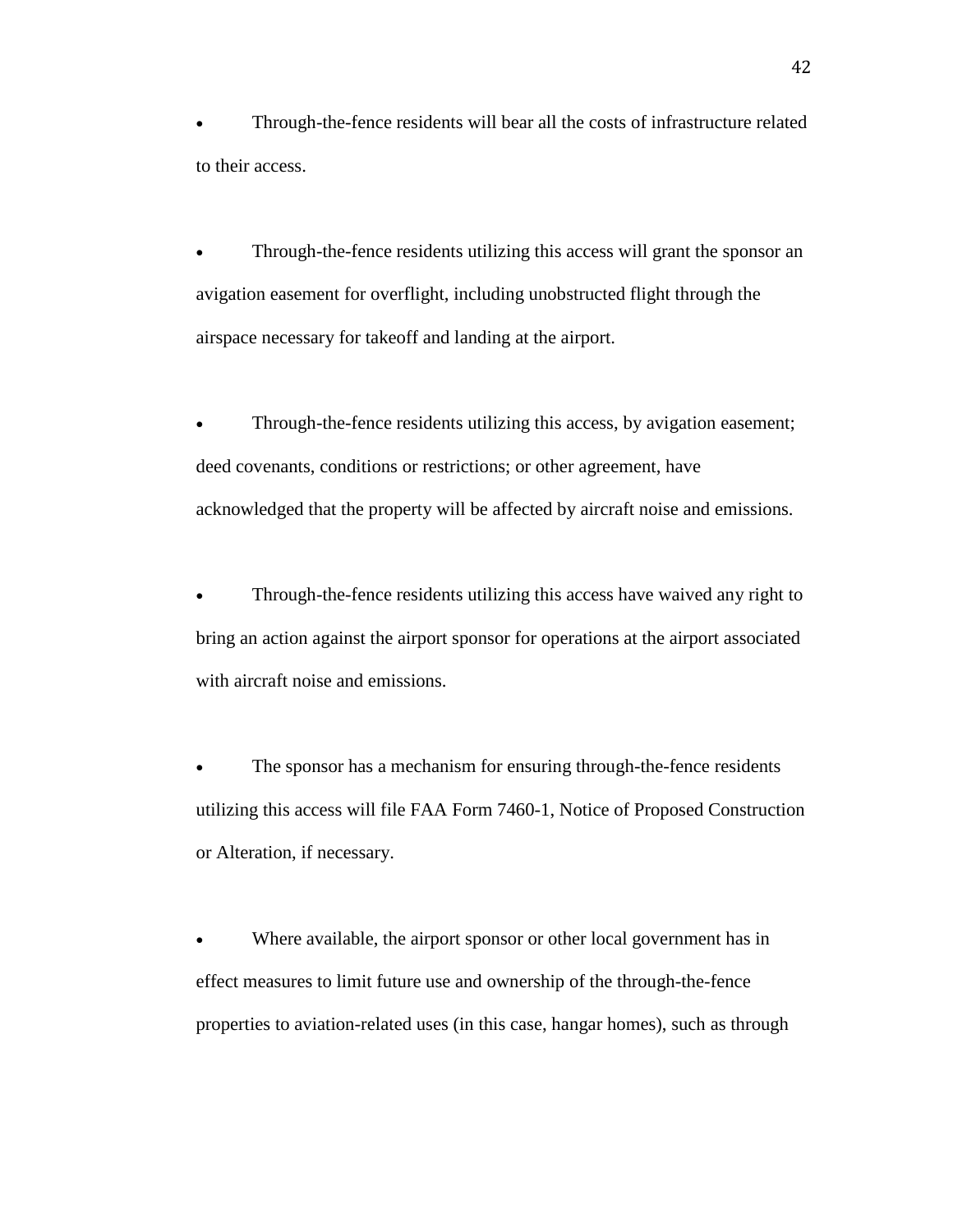- Through-the-fence residents will bear all the costs of infrastructure related to their access.

- Through-the-fence residents utilizing this access will grant the sponsor an avigation easement for overflight, including unobstructed flight through the airspace necessary for takeoff and landing at the airport.

- Through-the-fence residents utilizing this access, by avigation easement; deed covenants, conditions or restrictions; or other agreement, have acknowledged that the property will be affected by aircraft noise and emissions.

- Through-the-fence residents utilizing this access have waived any right to bring an action against the airport sponsor for operations at the airport associated with aircraft noise and emissions.

- The sponsor has a mechanism for ensuring through-the-fence residents utilizing this access will file FAA Form 7460-1, Notice of Proposed Construction or Alteration, if necessary.

- Where available, the airport sponsor or other local government has in effect measures to limit future use and ownership of the through-the-fence properties to aviation-related uses (in this case, hangar homes), such as through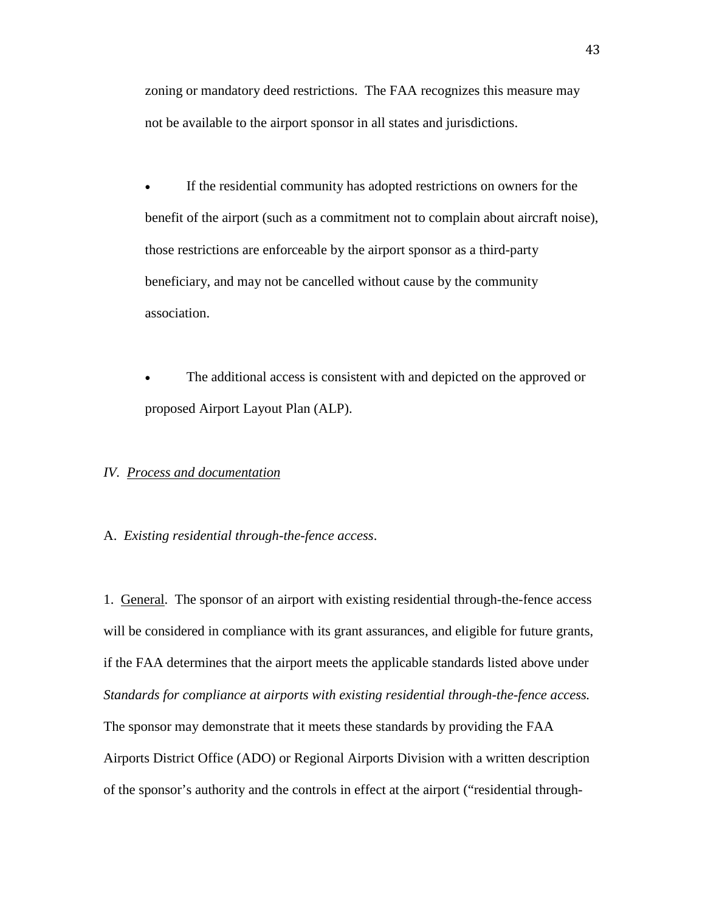zoning or mandatory deed restrictions. The FAA recognizes this measure may not be available to the airport sponsor in all states and jurisdictions.

- If the residential community has adopted restrictions on owners for the benefit of the airport (such as a commitment not to complain about aircraft noise), those restrictions are enforceable by the airport sponsor as a third-party beneficiary, and may not be cancelled without cause by the community association.

- The additional access is consistent with and depicted on the approved or proposed Airport Layout Plan (ALP).

*IV. <u>Process and documentation</u>*

A. *Existing residential through-the-fence access*.

1. <u>General</u>. The sponsor of an airport with existing residential through-the-fence access will be considered in compliance with its grant assurances, and eligible for future grants, if the FAA determines that the airport meets the applicable standards listed above under *Standards for compliance at airports with existing residential through-the-fence access.* The sponsor may demonstrate that it meets these standards by providing the FAA Airports District Office (ADO) or Regional Airports Division with a written description of the sponsor's authority and the controls in effect at the airport ("residential through-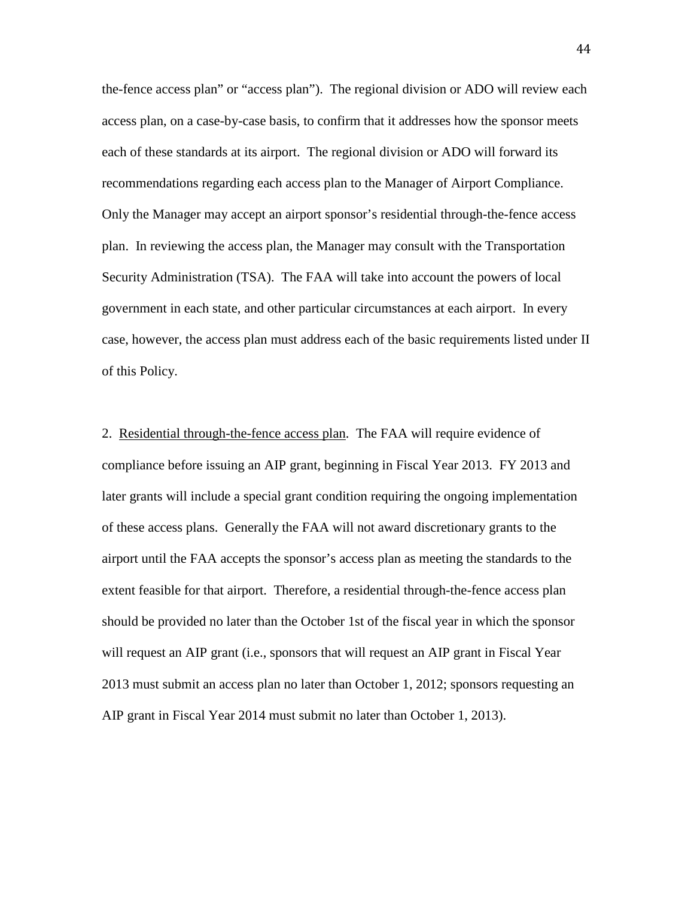the-fence access plan" or "access plan"). The regional division or ADO will review each access plan, on a case-by-case basis, to confirm that it addresses how the sponsor meets each of these standards at its airport. The regional division or ADO will forward its recommendations regarding each access plan to the Manager of Airport Compliance. Only the Manager may accept an airport sponsor's residential through-the-fence access plan. In reviewing the access plan, the Manager may consult with the Transportation Security Administration (TSA). The FAA will take into account the powers of local government in each state, and other particular circumstances at each airport. In every case, however, the access plan must address each of the basic requirements listed under II of this Policy.

2. <u>Residential through-the-fence access plan</u>. The FAA will require evidence of compliance before issuing an AIP grant, beginning in Fiscal Year 2013. FY 2013 and later grants will include a special grant condition requiring the ongoing implementation of these access plans. Generally the FAA will not award discretionary grants to the airport until the FAA accepts the sponsor's access plan as meeting the standards to the extent feasible for that airport. Therefore, a residential through-the-fence access plan should be provided no later than the October 1st of the fiscal year in which the sponsor will request an AIP grant (i.e., sponsors that will request an AIP grant in Fiscal Year 2013 must submit an access plan no later than October 1, 2012; sponsors requesting an AIP grant in Fiscal Year 2014 must submit no later than October 1, 2013).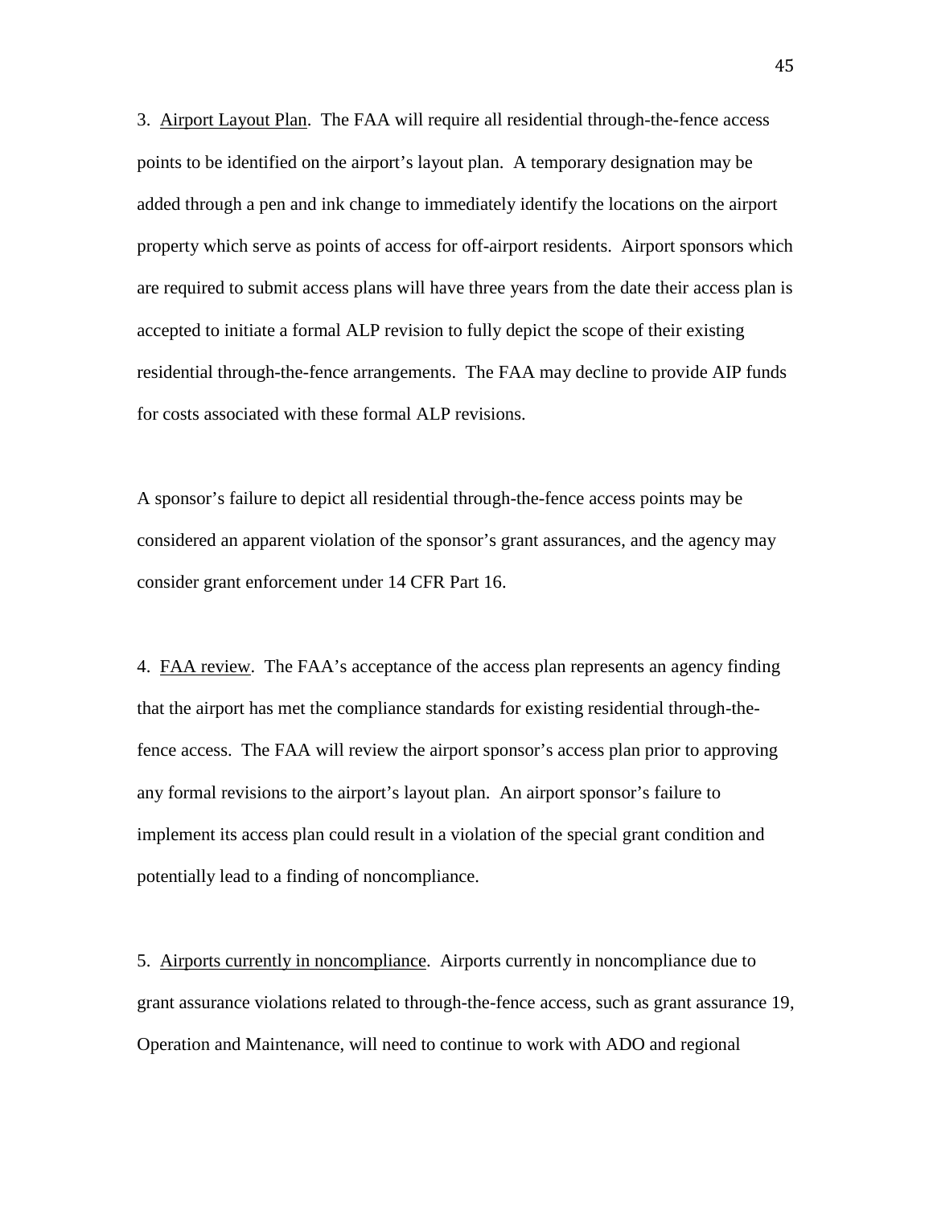3. Airport Layout Plan. The FAA will require all residential through-the-fence access points to be identified on the airport's layout plan. A temporary designation may be added through a pen and ink change to immediately identify the locations on the airport property which serve as points of access for off-airport residents. Airport sponsors which are required to submit access plans will have three years from the date their access plan is accepted to initiate a formal ALP revision to fully depict the scope of their existing residential through-the-fence arrangements. The FAA may decline to provide AIP funds for costs associated with these formal ALP revisions.

A sponsor's failure to depict all residential through-the-fence access points may be considered an apparent violation of the sponsor's grant assurances, and the agency may consider grant enforcement under 14 CFR Part 16.

4. FAA review. The FAA's acceptance of the access plan represents an agency finding that the airport has met the compliance standards for existing residential through-the-fence access. The FAA will review the airport sponsor's access plan prior to approving any formal revisions to the airport's layout plan. An airport sponsor's failure to implement its access plan could result in a violation of the special grant condition and potentially lead to a finding of noncompliance.

5. Airports currently in noncompliance. Airports currently in noncompliance due to grant assurance violations related to through-the-fence access, such as grant assurance 19, Operation and Maintenance, will need to continue to work with ADO and regional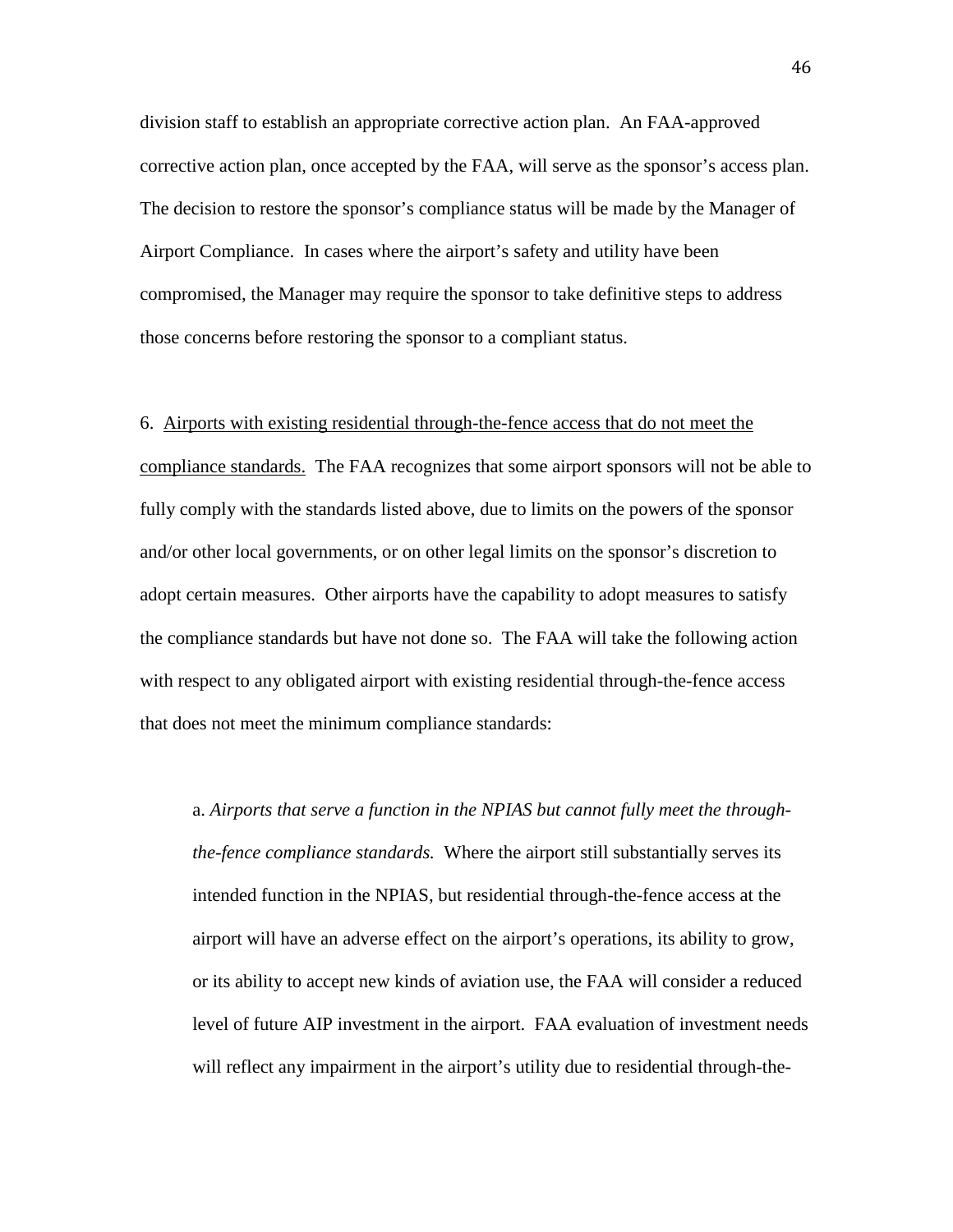division staff to establish an appropriate corrective action plan. An FAA-approved corrective action plan, once accepted by the FAA, will serve as the sponsor's access plan. The decision to restore the sponsor's compliance status will be made by the Manager of Airport Compliance. In cases where the airport's safety and utility have been compromised, the Manager may require the sponsor to take definitive steps to address those concerns before restoring the sponsor to a compliant status.

6. <u>Airports with existing residential through-the-fence access that do not meet the compliance standards.</u> The FAA recognizes that some airport sponsors will not be able to fully comply with the standards listed above, due to limits on the powers of the sponsor and/or other local governments, or on other legal limits on the sponsor's discretion to adopt certain measures. Other airports have the capability to adopt measures to satisfy the compliance standards but have not done so. The FAA will take the following action with respect to any obligated airport with existing residential through-the-fence access that does not meet the minimum compliance standards:

a. *Airports that serve a function in the NPIAS but cannot fully meet the through-the-fence compliance standards.* Where the airport still substantially serves its intended function in the NPIAS, but residential through-the-fence access at the airport will have an adverse effect on the airport's operations, its ability to grow, or its ability to accept new kinds of aviation use, the FAA will consider a reduced level of future AIP investment in the airport. FAA evaluation of investment needs will reflect any impairment in the airport's utility due to residential through-the-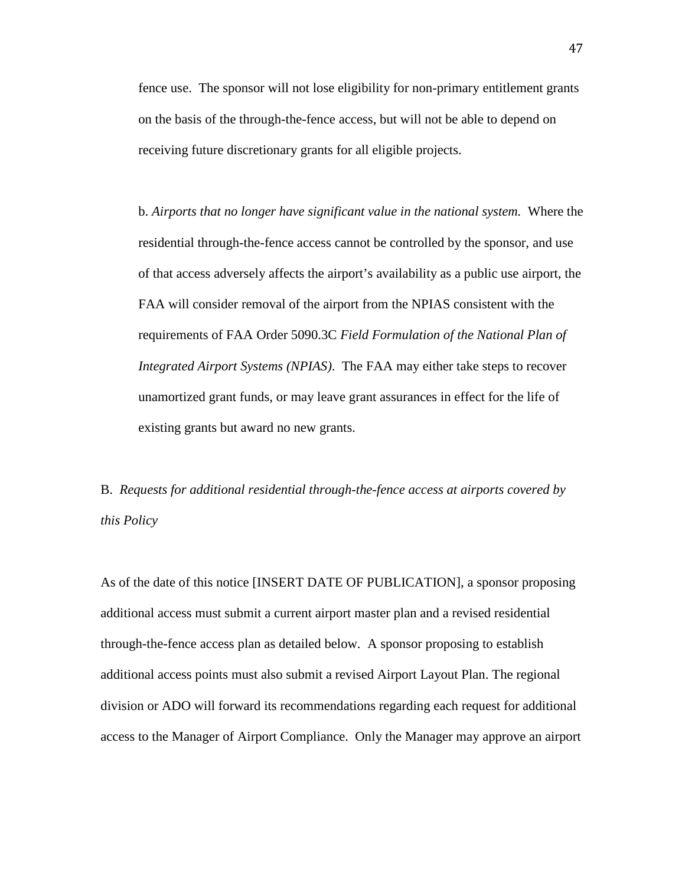fence use. The sponsor will not lose eligibility for non-primary entitlement grants on the basis of the through-the-fence access, but will not be able to depend on receiving future discretionary grants for all eligible projects.

b. *Airports that no longer have significant value in the national system.* Where the residential through-the-fence access cannot be controlled by the sponsor, and use of that access adversely affects the airport's availability as a public use airport, the FAA will consider removal of the airport from the NPIAS consistent with the requirements of FAA Order 5090.3C *Field Formulation of the National Plan of Integrated Airport Systems (NPIAS)*. The FAA may either take steps to recover unamortized grant funds, or may leave grant assurances in effect for the life of existing grants but award no new grants.

B. *Requests for additional residential through-the-fence access at airports covered by this Policy*

As of the date of this notice [INSERT DATE OF PUBLICATION], a sponsor proposing additional access must submit a current airport master plan and a revised residential through-the-fence access plan as detailed below. A sponsor proposing to establish additional access points must also submit a revised Airport Layout Plan. The regional division or ADO will forward its recommendations regarding each request for additional access to the Manager of Airport Compliance. Only the Manager may approve an airport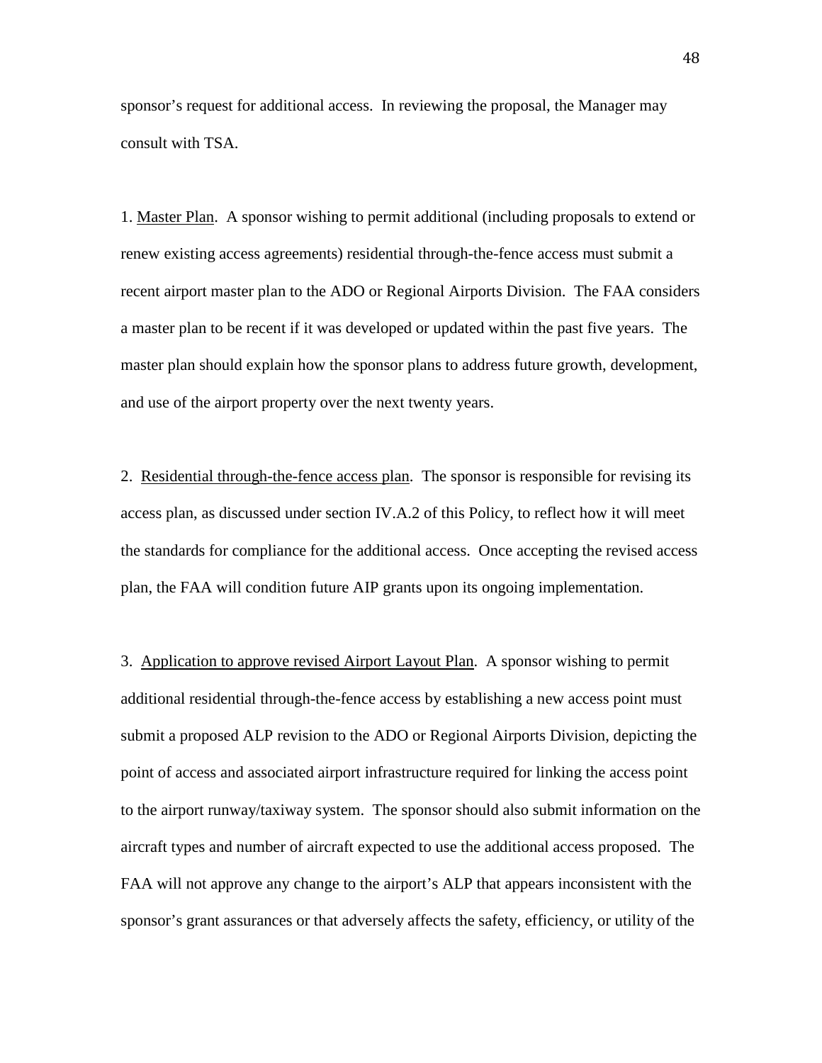sponsor's request for additional access. In reviewing the proposal, the Manager may consult with TSA.

1. <u>Master Plan</u>. A sponsor wishing to permit additional (including proposals to extend or renew existing access agreements) residential through-the-fence access must submit a recent airport master plan to the ADO or Regional Airports Division. The FAA considers a master plan to be recent if it was developed or updated within the past five years. The master plan should explain how the sponsor plans to address future growth, development, and use of the airport property over the next twenty years.

2. <u>Residential through-the-fence access plan</u>. The sponsor is responsible for revising its access plan, as discussed under section IV.A.2 of this Policy, to reflect how it will meet the standards for compliance for the additional access. Once accepting the revised access plan, the FAA will condition future AIP grants upon its ongoing implementation.

3. <u>Application to approve revised Airport Layout Plan</u>. A sponsor wishing to permit additional residential through-the-fence access by establishing a new access point must submit a proposed ALP revision to the ADO or Regional Airports Division, depicting the point of access and associated airport infrastructure required for linking the access point to the airport runway/taxiway system. The sponsor should also submit information on the aircraft types and number of aircraft expected to use the additional access proposed. The FAA will not approve any change to the airport's ALP that appears inconsistent with the sponsor's grant assurances or that adversely affects the safety, efficiency, or utility of the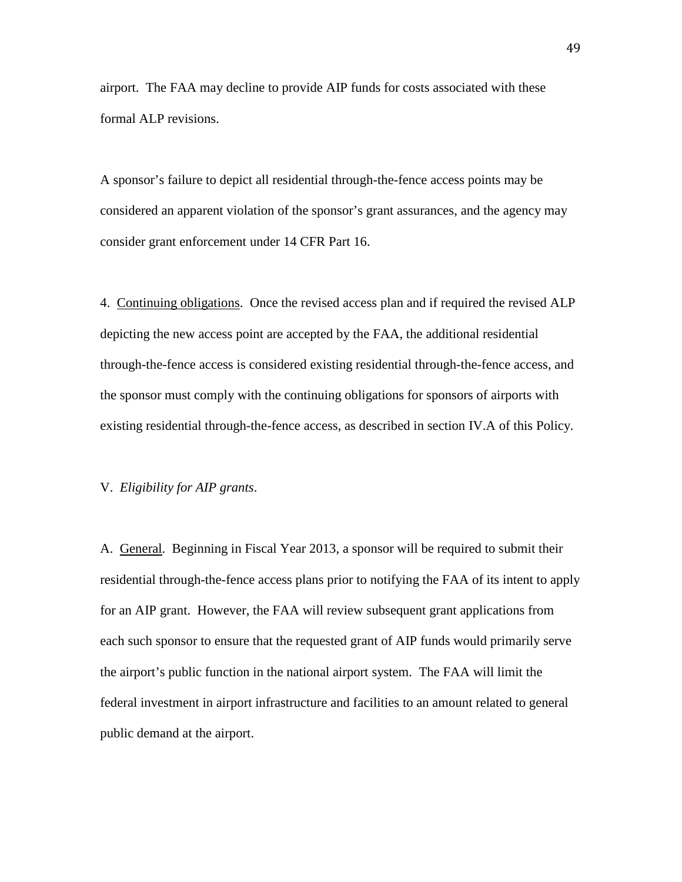airport. The FAA may decline to provide AIP funds for costs associated with these formal ALP revisions.

A sponsor's failure to depict all residential through-the-fence access points may be considered an apparent violation of the sponsor's grant assurances, and the agency may consider grant enforcement under 14 CFR Part 16.

4. Continuing obligations. Once the revised access plan and if required the revised ALP depicting the new access point are accepted by the FAA, the additional residential through-the-fence access is considered existing residential through-the-fence access, and the sponsor must comply with the continuing obligations for sponsors of airports with existing residential through-the-fence access, as described in section IV.A of this Policy.

V. *Eligibility for AIP grants*.

A. General. Beginning in Fiscal Year 2013, a sponsor will be required to submit their residential through-the-fence access plans prior to notifying the FAA of its intent to apply for an AIP grant. However, the FAA will review subsequent grant applications from each such sponsor to ensure that the requested grant of AIP funds would primarily serve the airport's public function in the national airport system. The FAA will limit the federal investment in airport infrastructure and facilities to an amount related to general public demand at the airport.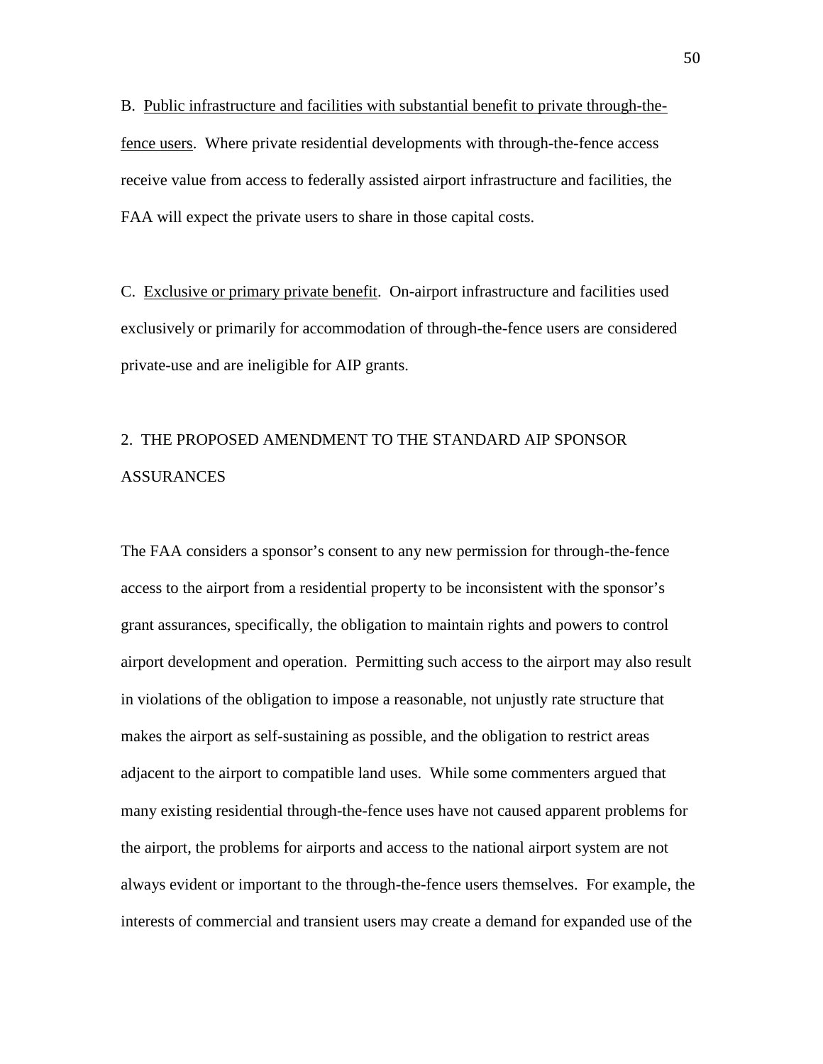B.  Public infrastructure and facilities with substantial benefit to private through-the-fence users.  Where private residential developments with through-the-fence access receive value from access to federally assisted airport infrastructure and facilities, the FAA will expect the private users to share in those capital costs.

C.  Exclusive or primary private benefit.  On-airport infrastructure and facilities used exclusively or primarily for accommodation of through-the-fence users are considered private-use and are ineligible for AIP grants.

## 2.  THE PROPOSED AMENDMENT TO THE STANDARD AIP SPONSOR ASSURANCES

The FAA considers a sponsor's consent to any new permission for through-the-fence access to the airport from a residential property to be inconsistent with the sponsor's grant assurances, specifically, the obligation to maintain rights and powers to control airport development and operation.  Permitting such access to the airport may also result in violations of the obligation to impose a reasonable, not unjustly rate structure that makes the airport as self-sustaining as possible, and the obligation to restrict areas adjacent to the airport to compatible land uses.  While some commenters argued that many existing residential through-the-fence uses have not caused apparent problems for the airport, the problems for airports and access to the national airport system are not always evident or important to the through-the-fence users themselves.  For example, the interests of commercial and transient users may create a demand for expanded use of the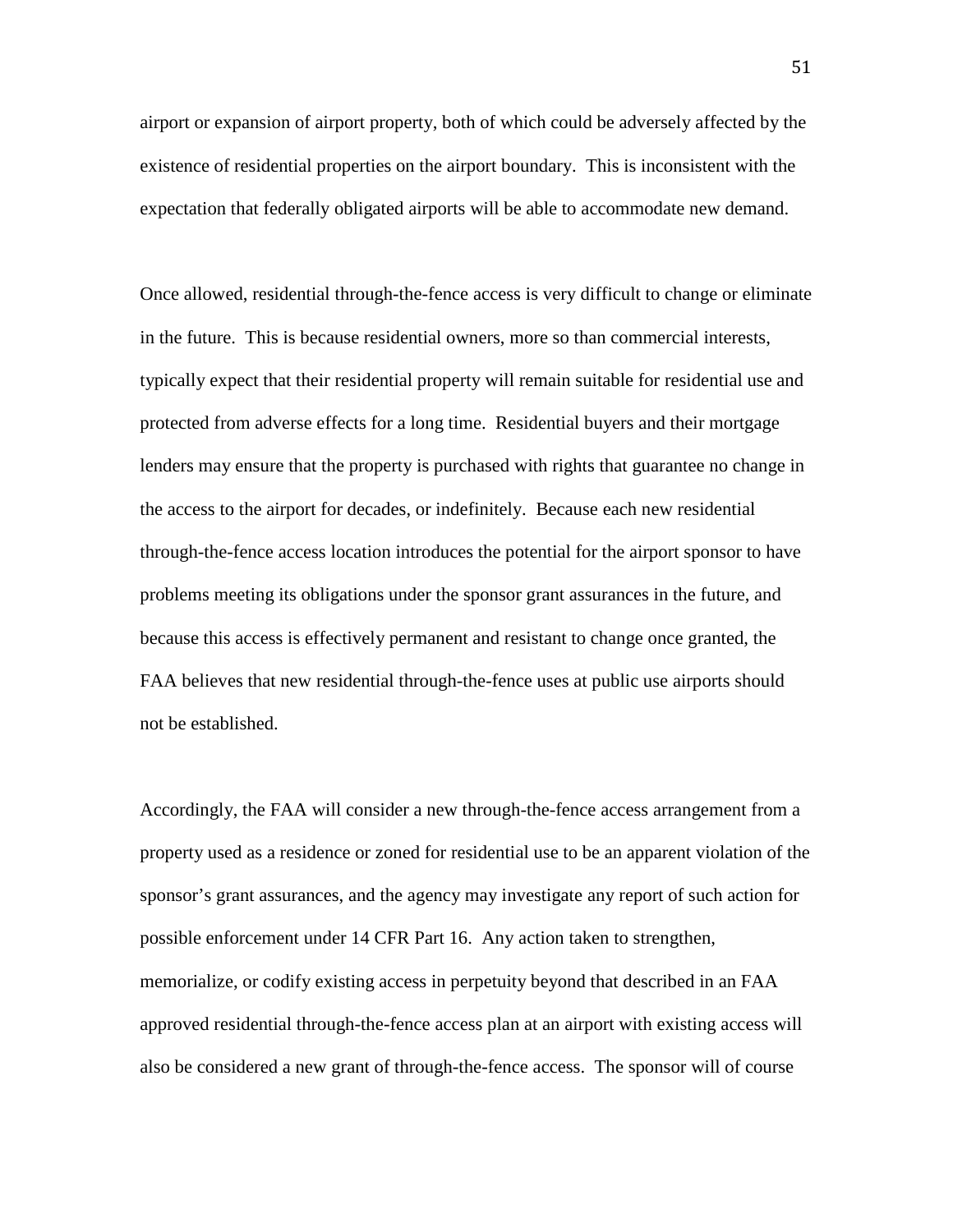airport or expansion of airport property, both of which could be adversely affected by the existence of residential properties on the airport boundary. This is inconsistent with the expectation that federally obligated airports will be able to accommodate new demand.

Once allowed, residential through-the-fence access is very difficult to change or eliminate in the future. This is because residential owners, more so than commercial interests, typically expect that their residential property will remain suitable for residential use and protected from adverse effects for a long time. Residential buyers and their mortgage lenders may ensure that the property is purchased with rights that guarantee no change in the access to the airport for decades, or indefinitely. Because each new residential through-the-fence access location introduces the potential for the airport sponsor to have problems meeting its obligations under the sponsor grant assurances in the future, and because this access is effectively permanent and resistant to change once granted, the FAA believes that new residential through-the-fence uses at public use airports should not be established.

Accordingly, the FAA will consider a new through-the-fence access arrangement from a property used as a residence or zoned for residential use to be an apparent violation of the sponsor's grant assurances, and the agency may investigate any report of such action for possible enforcement under 14 CFR Part 16. Any action taken to strengthen, memorialize, or codify existing access in perpetuity beyond that described in an FAA approved residential through-the-fence access plan at an airport with existing access will also be considered a new grant of through-the-fence access. The sponsor will of course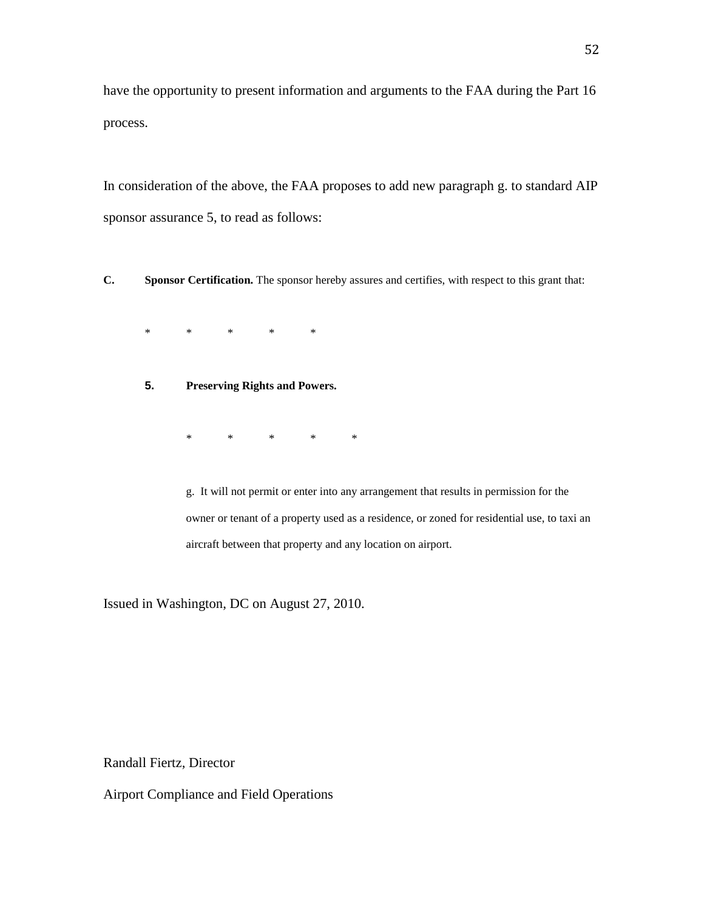have the opportunity to present information and arguments to the FAA during the Part 16 process.

In consideration of the above, the FAA proposes to add new paragraph g. to standard AIP sponsor assurance 5, to read as follows:

**C.** **Sponsor Certification.** The sponsor hereby assures and certifies, with respect to this grant that:

\* \* \* \* \*

**5.** **Preserving Rights and Powers.**

\* \* \* \* \*

g. It will not permit or enter into any arrangement that results in permission for the owner or tenant of a property used as a residence, or zoned for residential use, to taxi an aircraft between that property and any location on airport.

Issued in Washington, DC on August 27, 2010.

Randall Fiertz, Director

Airport Compliance and Field Operations